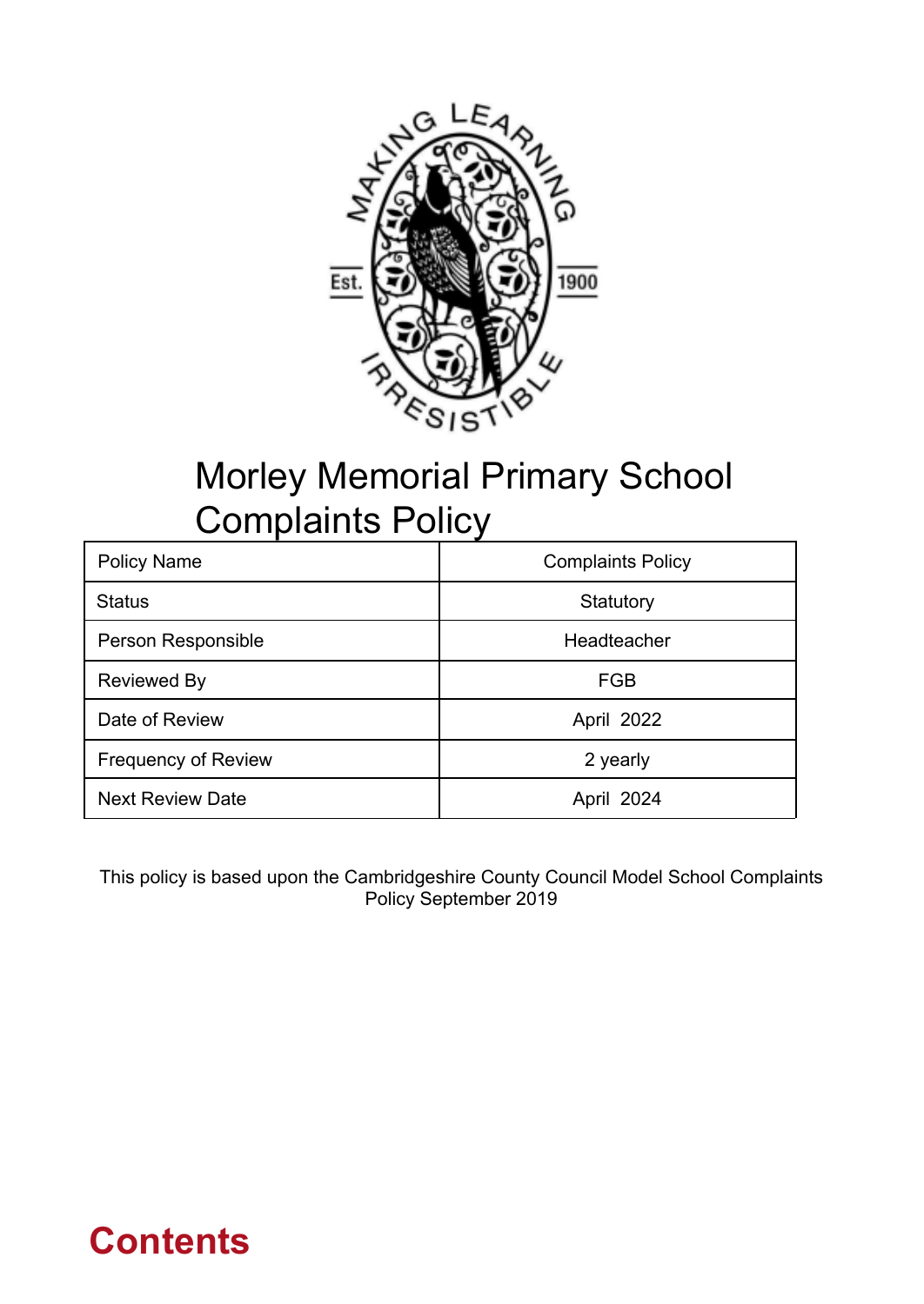# Morley Memorial Primary School Complaints Policy

| Policy Name | Complaints Policy |
|---|---|
| Status | Statutory |
| Person Responsible | Headteacher |
| Reviewed By | FGB |
| Date of Review | April 2022 |
| Frequency of Review | 2 yearly |
| Next Review Date | April 2024 |

This policy is based upon the Cambridgeshire County Council Model School Complaints Policy September 2019

## Contents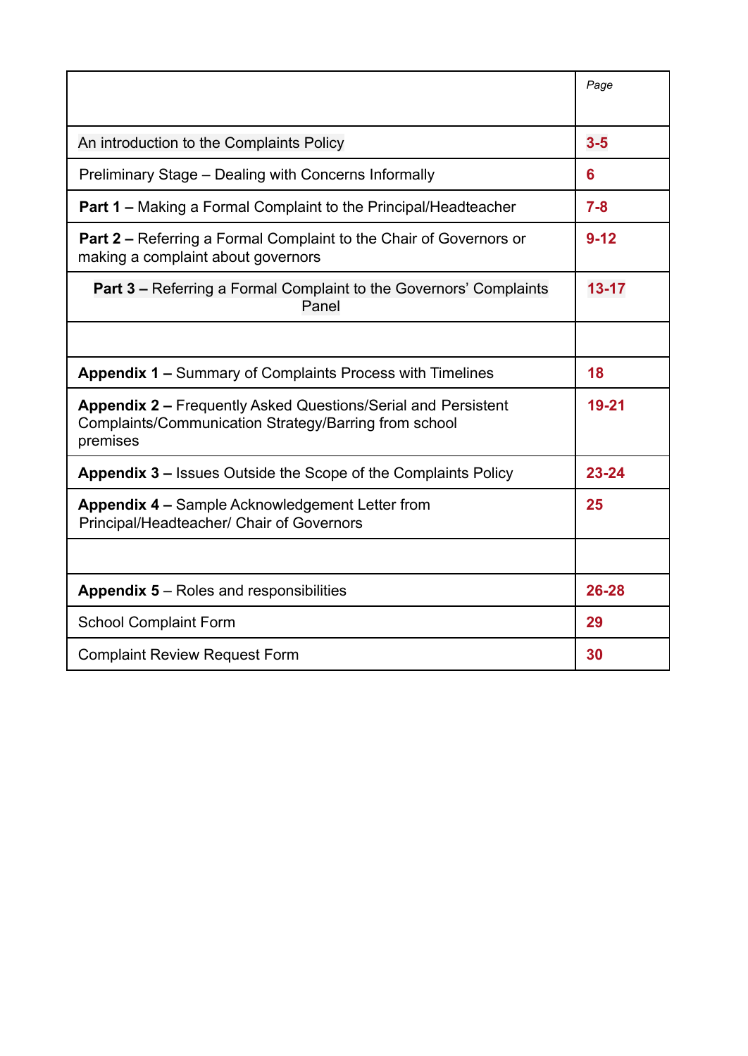| | Page |
|---|---|
| An introduction to the Complaints Policy | **3-5** |
| Preliminary Stage – Dealing with Concerns Informally | **6** |
| **Part 1 –** Making a Formal Complaint to the Principal/Headteacher | **7-8** |
| **Part 2 –** Referring a Formal Complaint to the Chair of Governors or making a complaint about governors | **9-12** |
| **Part 3 –** Referring a Formal Complaint to the Governors' Complaints Panel | **13-17** |
| | |
| **Appendix 1 –** Summary of Complaints Process with Timelines | **18** |
| **Appendix 2 –** Frequently Asked Questions/Serial and Persistent Complaints/Communication Strategy/Barring from school premises | **19-21** |
| **Appendix 3 –** Issues Outside the Scope of the Complaints Policy | **23-24** |
| **Appendix 4 –** Sample Acknowledgement Letter from Principal/Headteacher/ Chair of Governors | **25** |
| | |
| **Appendix 5** – Roles and responsibilities | **26-28** |
| School Complaint Form | **29** |
| Complaint Review Request Form | **30** |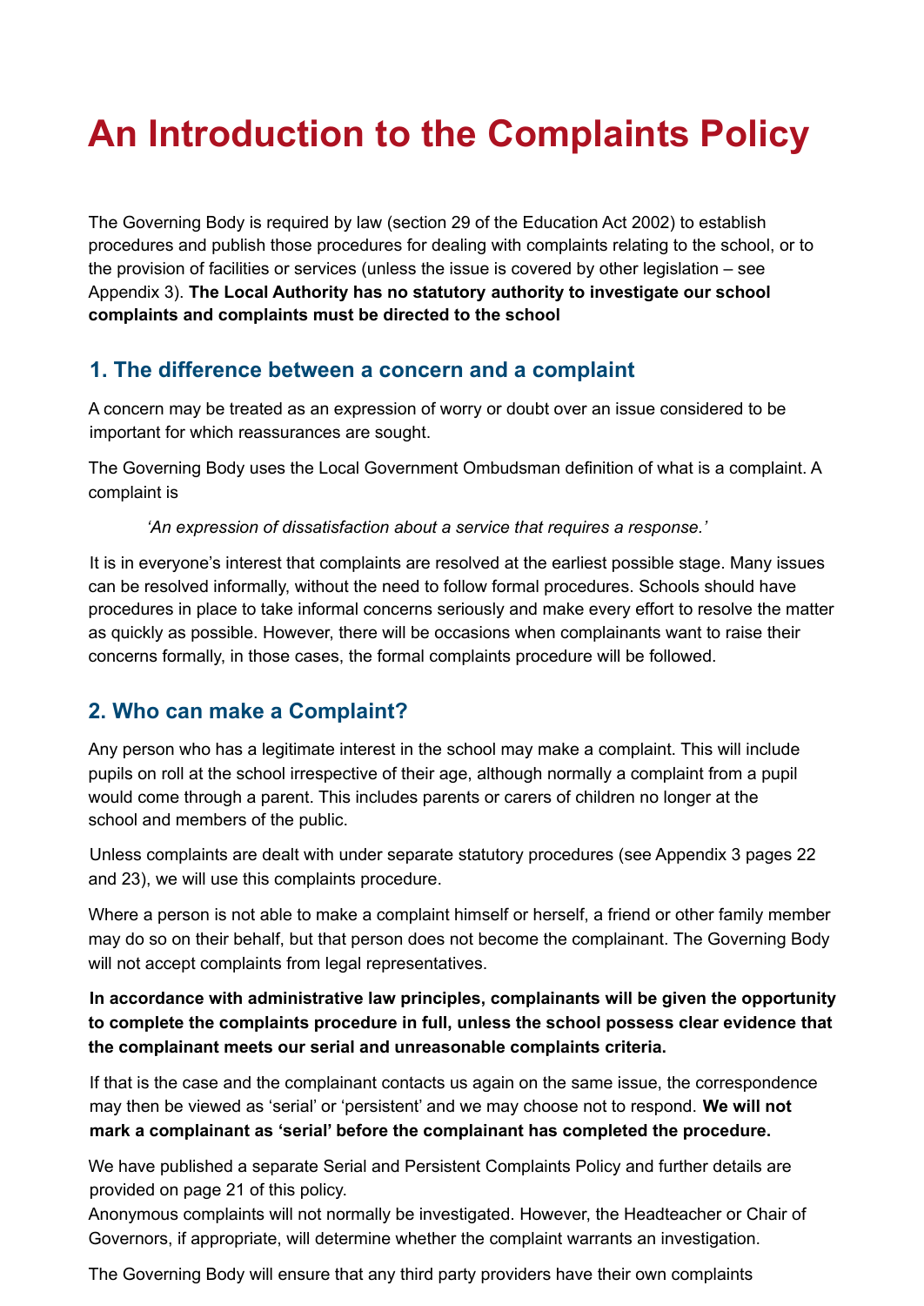# An Introduction to the Complaints Policy

The Governing Body is required by law (section 29 of the Education Act 2002) to establish procedures and publish those procedures for dealing with complaints relating to the school, or to the provision of facilities or services (unless the issue is covered by other legislation – see Appendix 3). **The Local Authority has no statutory authority to investigate our school complaints and complaints must be directed to the school**

## 1. The difference between a concern and a complaint

A concern may be treated as an expression of worry or doubt over an issue considered to be important for which reassurances are sought.

The Governing Body uses the Local Government Ombudsman definition of what is a complaint. A complaint is

> *'An expression of dissatisfaction about a service that requires a response.'*

It is in everyone's interest that complaints are resolved at the earliest possible stage. Many issues can be resolved informally, without the need to follow formal procedures. Schools should have procedures in place to take informal concerns seriously and make every effort to resolve the matter as quickly as possible. However, there will be occasions when complainants want to raise their concerns formally, in those cases, the formal complaints procedure will be followed.

## 2. Who can make a Complaint?

Any person who has a legitimate interest in the school may make a complaint. This will include pupils on roll at the school irrespective of their age, although normally a complaint from a pupil would come through a parent. This includes parents or carers of children no longer at the school and members of the public.

Unless complaints are dealt with under separate statutory procedures (see Appendix 3 pages 22 and 23), we will use this complaints procedure.

Where a person is not able to make a complaint himself or herself, a friend or other family member may do so on their behalf, but that person does not become the complainant. The Governing Body will not accept complaints from legal representatives.

**In accordance with administrative law principles, complainants will be given the opportunity to complete the complaints procedure in full, unless the school possess clear evidence that the complainant meets our serial and unreasonable complaints criteria.**

If that is the case and the complainant contacts us again on the same issue, the correspondence may then be viewed as 'serial' or 'persistent' and we may choose not to respond. **We will not mark a complainant as 'serial' before the complainant has completed the procedure.**

We have published a separate Serial and Persistent Complaints Policy and further details are provided on page 21 of this policy.

Anonymous complaints will not normally be investigated. However, the Headteacher or Chair of Governors, if appropriate, will determine whether the complaint warrants an investigation.

The Governing Body will ensure that any third party providers have their own complaints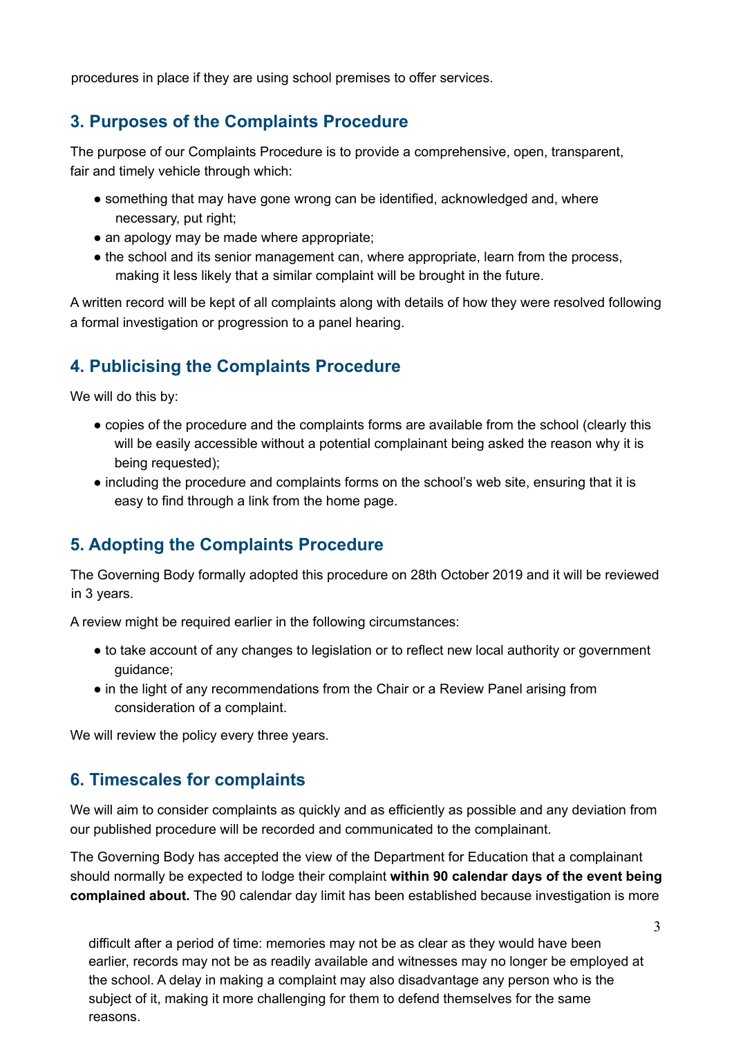procedures in place if they are using school premises to offer services.

## 3. Purposes of the Complaints Procedure

The purpose of our Complaints Procedure is to provide a comprehensive, open, transparent, fair and timely vehicle through which:

- something that may have gone wrong can be identified, acknowledged and, where necessary, put right;
- an apology may be made where appropriate;
- the school and its senior management can, where appropriate, learn from the process, making it less likely that a similar complaint will be brought in the future.

A written record will be kept of all complaints along with details of how they were resolved following a formal investigation or progression to a panel hearing.

## 4. Publicising the Complaints Procedure

We will do this by:

- copies of the procedure and the complaints forms are available from the school (clearly this will be easily accessible without a potential complainant being asked the reason why it is being requested);
- including the procedure and complaints forms on the school's web site, ensuring that it is easy to find through a link from the home page.

## 5. Adopting the Complaints Procedure

The Governing Body formally adopted this procedure on 28th October 2019 and it will be reviewed in 3 years.

A review might be required earlier in the following circumstances:

- to take account of any changes to legislation or to reflect new local authority or government guidance;
- in the light of any recommendations from the Chair or a Review Panel arising from consideration of a complaint.

We will review the policy every three years.

## 6. Timescales for complaints

We will aim to consider complaints as quickly and as efficiently as possible and any deviation from our published procedure will be recorded and communicated to the complainant.

The Governing Body has accepted the view of the Department for Education that a complainant should normally be expected to lodge their complaint **within 90 calendar days of the event being complained about.** The 90 calendar day limit has been established because investigation is more difficult after a period of time: memories may not be as clear as they would have been earlier, records may not be as readily available and witnesses may no longer be employed at the school. A delay in making a complaint may also disadvantage any person who is the subject of it, making it more challenging for them to defend themselves for the same reasons.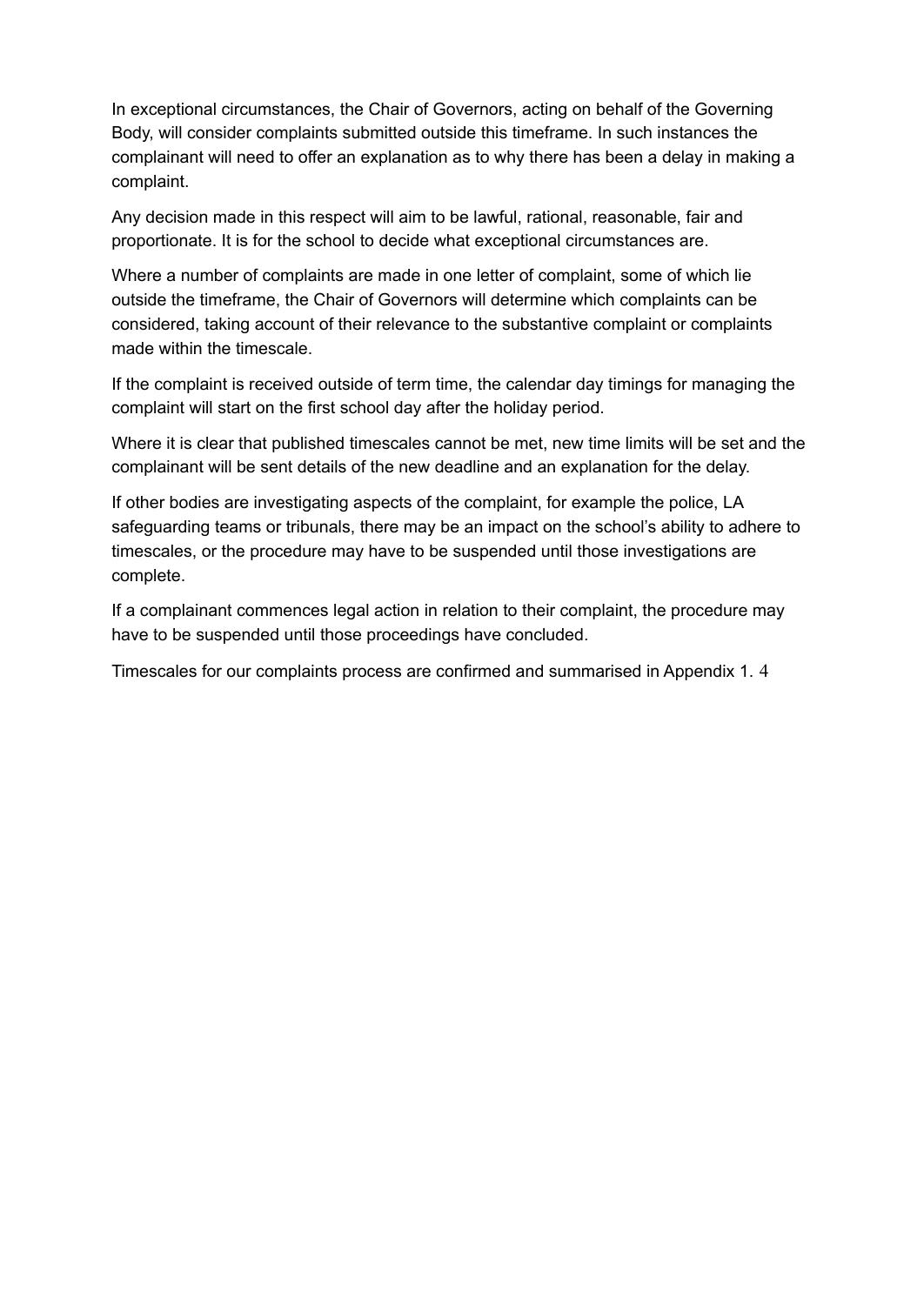In exceptional circumstances, the Chair of Governors, acting on behalf of the Governing Body, will consider complaints submitted outside this timeframe. In such instances the complainant will need to offer an explanation as to why there has been a delay in making a complaint.

Any decision made in this respect will aim to be lawful, rational, reasonable, fair and proportionate. It is for the school to decide what exceptional circumstances are.

Where a number of complaints are made in one letter of complaint, some of which lie outside the timeframe, the Chair of Governors will determine which complaints can be considered, taking account of their relevance to the substantive complaint or complaints made within the timescale.

If the complaint is received outside of term time, the calendar day timings for managing the complaint will start on the first school day after the holiday period.

Where it is clear that published timescales cannot be met, new time limits will be set and the complainant will be sent details of the new deadline and an explanation for the delay.

If other bodies are investigating aspects of the complaint, for example the police, LA safeguarding teams or tribunals, there may be an impact on the school's ability to adhere to timescales, or the procedure may have to be suspended until those investigations are complete.

If a complainant commences legal action in relation to their complaint, the procedure may have to be suspended until those proceedings have concluded.

Timescales for our complaints process are confirmed and summarised in Appendix 1.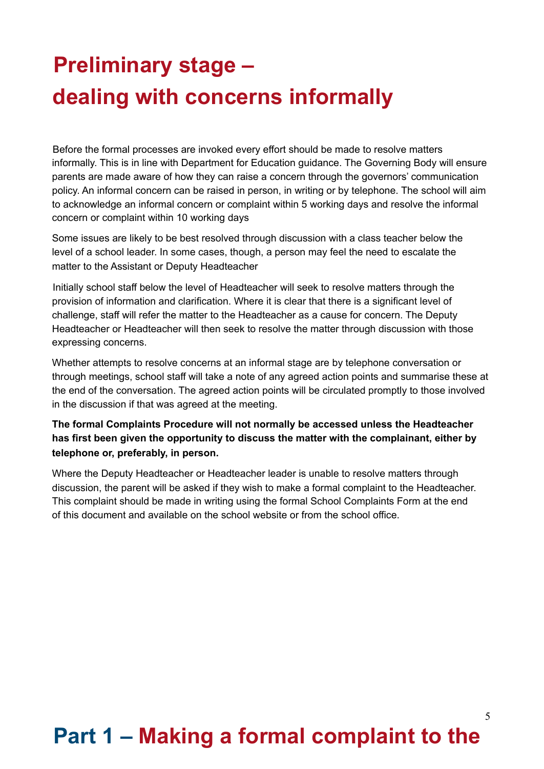# Preliminary stage – dealing with concerns informally

Before the formal processes are invoked every effort should be made to resolve matters informally. This is in line with Department for Education guidance. The Governing Body will ensure parents are made aware of how they can raise a concern through the governors' communication policy. An informal concern can be raised in person, in writing or by telephone. The school will aim to acknowledge an informal concern or complaint within 5 working days and resolve the informal concern or complaint within 10 working days

Some issues are likely to be best resolved through discussion with a class teacher below the level of a school leader. In some cases, though, a person may feel the need to escalate the matter to the Assistant or Deputy Headteacher

Initially school staff below the level of Headteacher will seek to resolve matters through the provision of information and clarification. Where it is clear that there is a significant level of challenge, staff will refer the matter to the Headteacher as a cause for concern. The Deputy Headteacher or Headteacher will then seek to resolve the matter through discussion with those expressing concerns.

Whether attempts to resolve concerns at an informal stage are by telephone conversation or through meetings, school staff will take a note of any agreed action points and summarise these at the end of the conversation. The agreed action points will be circulated promptly to those involved in the discussion if that was agreed at the meeting.

**The formal Complaints Procedure will not normally be accessed unless the Headteacher has first been given the opportunity to discuss the matter with the complainant, either by telephone or, preferably, in person.**

Where the Deputy Headteacher or Headteacher leader is unable to resolve matters through discussion, the parent will be asked if they wish to make a formal complaint to the Headteacher. This complaint should be made in writing using the formal School Complaints Form at the end of this document and available on the school website or from the school office.

# Part 1 – Making a formal complaint to the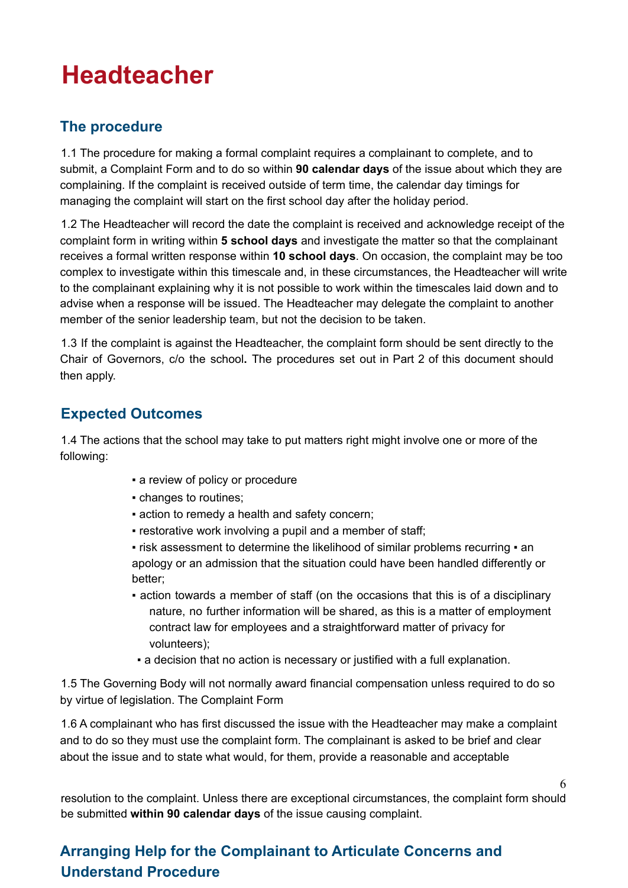# Headteacher

## The procedure

1.1 The procedure for making a formal complaint requires a complainant to complete, and to submit, a Complaint Form and to do so within **90 calendar days** of the issue about which they are complaining. If the complaint is received outside of term time, the calendar day timings for managing the complaint will start on the first school day after the holiday period.

1.2 The Headteacher will record the date the complaint is received and acknowledge receipt of the complaint form in writing within **5 school days** and investigate the matter so that the complainant receives a formal written response within **10 school days**. On occasion, the complaint may be too complex to investigate within this timescale and, in these circumstances, the Headteacher will write to the complainant explaining why it is not possible to work within the timescales laid down and to advise when a response will be issued. The Headteacher may delegate the complaint to another member of the senior leadership team, but not the decision to be taken.

1.3 If the complaint is against the Headteacher, the complaint form should be sent directly to the Chair of Governors, c/o the school**.** The procedures set out in Part 2 of this document should then apply.

## Expected Outcomes

1.4 The actions that the school may take to put matters right might involve one or more of the following:

- a review of policy or procedure
- changes to routines;
- action to remedy a health and safety concern;
- restorative work involving a pupil and a member of staff;
- risk assessment to determine the likelihood of similar problems recurring
- an apology or an admission that the situation could have been handled differently or better;
- action towards a member of staff (on the occasions that this is of a disciplinary nature, no further information will be shared, as this is a matter of employment contract law for employees and a straightforward matter of privacy for volunteers);
- a decision that no action is necessary or justified with a full explanation.

1.5 The Governing Body will not normally award financial compensation unless required to do so by virtue of legislation. The Complaint Form

1.6 A complainant who has first discussed the issue with the Headteacher may make a complaint and to do so they must use the complaint form. The complainant is asked to be brief and clear about the issue and to state what would, for them, provide a reasonable and acceptable resolution to the complaint. Unless there are exceptional circumstances, the complaint form should be submitted **within 90 calendar days** of the issue causing complaint.

## Arranging Help for the Complainant to Articulate Concerns and Understand Procedure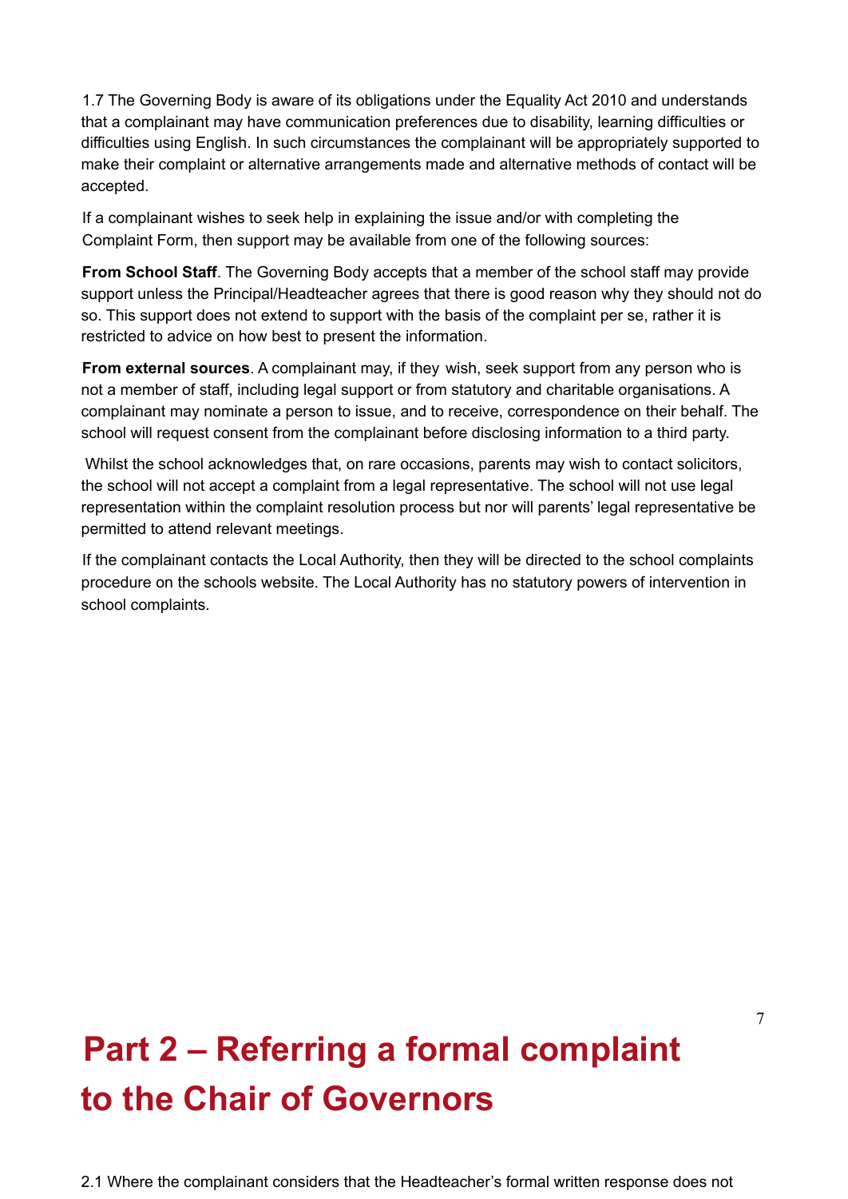1.7 The Governing Body is aware of its obligations under the Equality Act 2010 and understands that a complainant may have communication preferences due to disability, learning difficulties or difficulties using English. In such circumstances the complainant will be appropriately supported to make their complaint or alternative arrangements made and alternative methods of contact will be accepted.

If a complainant wishes to seek help in explaining the issue and/or with completing the Complaint Form, then support may be available from one of the following sources:

**From School Staff**. The Governing Body accepts that a member of the school staff may provide support unless the Principal/Headteacher agrees that there is good reason why they should not do so. This support does not extend to support with the basis of the complaint per se, rather it is restricted to advice on how best to present the information.

**From external sources**. A complainant may, if they wish, seek support from any person who is not a member of staff, including legal support or from statutory and charitable organisations. A complainant may nominate a person to issue, and to receive, correspondence on their behalf. The school will request consent from the complainant before disclosing information to a third party.

Whilst the school acknowledges that, on rare occasions, parents may wish to contact solicitors, the school will not accept a complaint from a legal representative. The school will not use legal representation within the complaint resolution process but nor will parents' legal representative be permitted to attend relevant meetings.

If the complainant contacts the Local Authority, then they will be directed to the school complaints procedure on the schools website. The Local Authority has no statutory powers of intervention in school complaints.

# Part 2 – Referring a formal complaint to the Chair of Governors

2.1 Where the complainant considers that the Headteacher's formal written response does not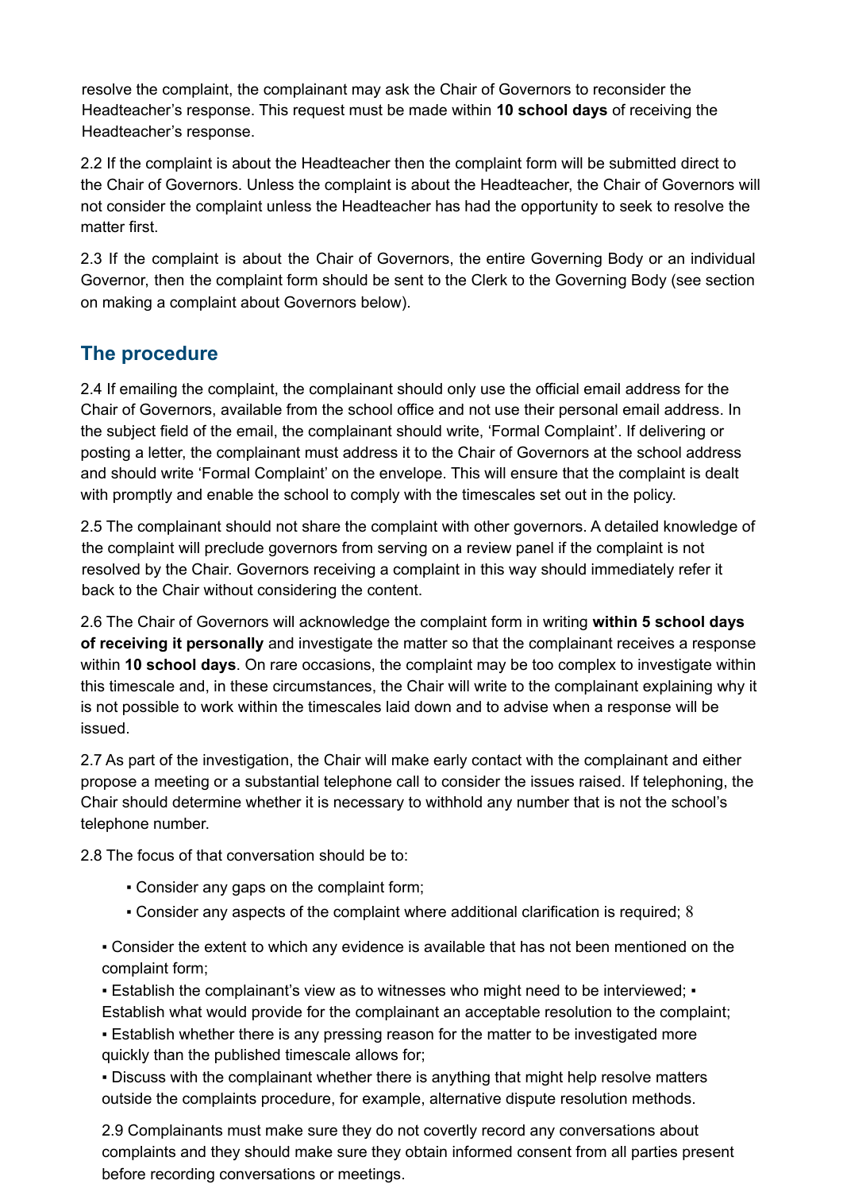resolve the complaint, the complainant may ask the Chair of Governors to reconsider the Headteacher's response. This request must be made within **10 school days** of receiving the Headteacher's response.

2.2 If the complaint is about the Headteacher then the complaint form will be submitted direct to the Chair of Governors. Unless the complaint is about the Headteacher, the Chair of Governors will not consider the complaint unless the Headteacher has had the opportunity to seek to resolve the matter first.

2.3 If the complaint is about the Chair of Governors, the entire Governing Body or an individual Governor, then the complaint form should be sent to the Clerk to the Governing Body (see section on making a complaint about Governors below).

## The procedure

2.4 If emailing the complaint, the complainant should only use the official email address for the Chair of Governors, available from the school office and not use their personal email address. In the subject field of the email, the complainant should write, 'Formal Complaint'. If delivering or posting a letter, the complainant must address it to the Chair of Governors at the school address and should write 'Formal Complaint' on the envelope. This will ensure that the complaint is dealt with promptly and enable the school to comply with the timescales set out in the policy.

2.5 The complainant should not share the complaint with other governors. A detailed knowledge of the complaint will preclude governors from serving on a review panel if the complaint is not resolved by the Chair. Governors receiving a complaint in this way should immediately refer it back to the Chair without considering the content.

2.6 The Chair of Governors will acknowledge the complaint form in writing **within 5 school days of receiving it personally** and investigate the matter so that the complainant receives a response within **10 school days**. On rare occasions, the complaint may be too complex to investigate within this timescale and, in these circumstances, the Chair will write to the complainant explaining why it is not possible to work within the timescales laid down and to advise when a response will be issued.

2.7 As part of the investigation, the Chair will make early contact with the complainant and either propose a meeting or a substantial telephone call to consider the issues raised. If telephoning, the Chair should determine whether it is necessary to withhold any number that is not the school's telephone number.

2.8 The focus of that conversation should be to:

- Consider any gaps on the complaint form;
- Consider any aspects of the complaint where additional clarification is required;
- Consider the extent to which any evidence is available that has not been mentioned on the complaint form;
- Establish the complainant's view as to witnesses who might need to be interviewed;
- Establish what would provide for the complainant an acceptable resolution to the complaint;
- Establish whether there is any pressing reason for the matter to be investigated more quickly than the published timescale allows for;
- Discuss with the complainant whether there is anything that might help resolve matters outside the complaints procedure, for example, alternative dispute resolution methods.

2.9 Complainants must make sure they do not covertly record any conversations about complaints and they should make sure they obtain informed consent from all parties present before recording conversations or meetings.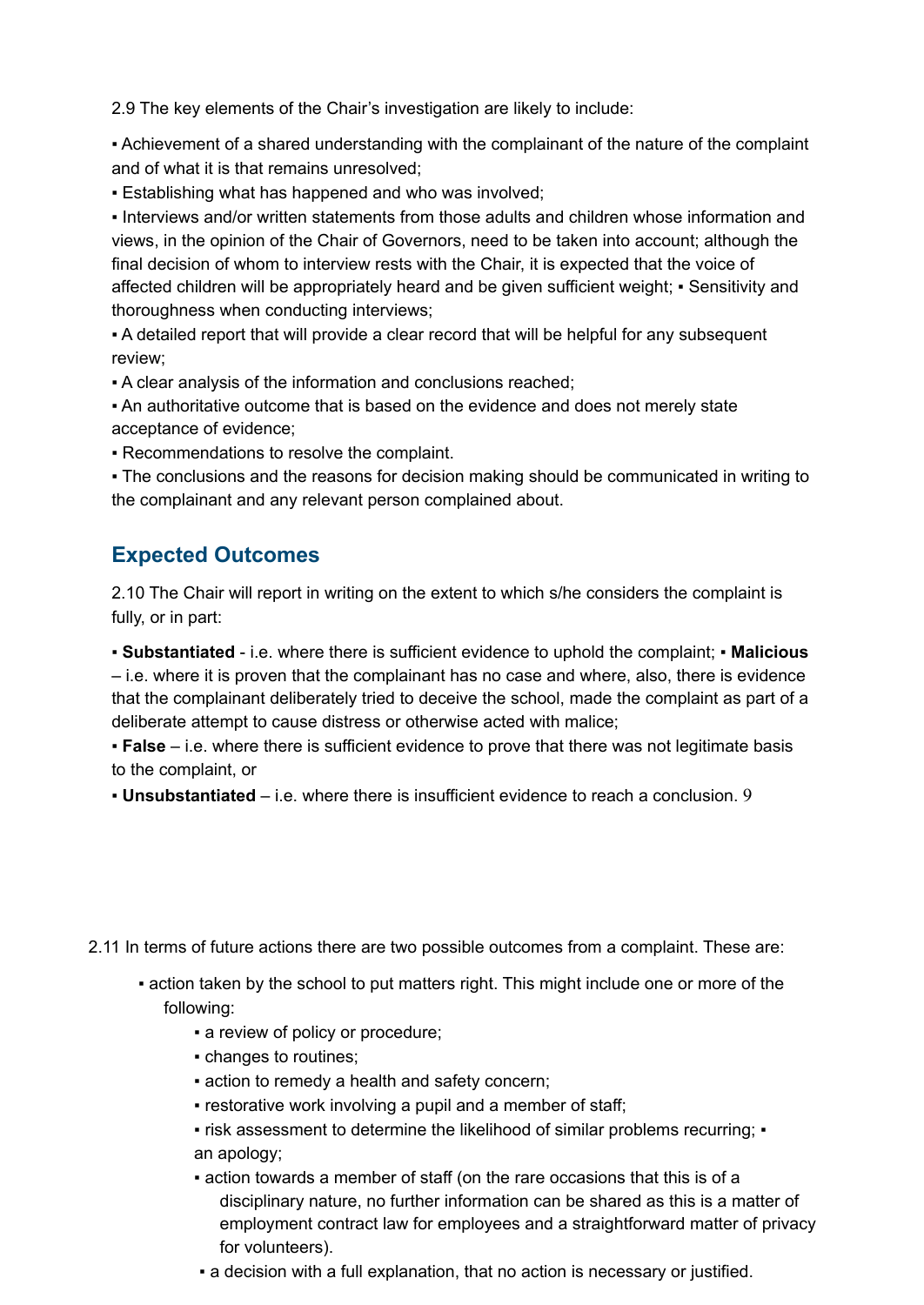2.9 The key elements of the Chair's investigation are likely to include:

▪ Achievement of a shared understanding with the complainant of the nature of the complaint and of what it is that remains unresolved;

▪ Establishing what has happened and who was involved;

▪ Interviews and/or written statements from those adults and children whose information and views, in the opinion of the Chair of Governors, need to be taken into account; although the final decision of whom to interview rests with the Chair, it is expected that the voice of affected children will be appropriately heard and be given sufficient weight; ▪ Sensitivity and thoroughness when conducting interviews;

▪ A detailed report that will provide a clear record that will be helpful for any subsequent review;

▪ A clear analysis of the information and conclusions reached;

▪ An authoritative outcome that is based on the evidence and does not merely state acceptance of evidence;

▪ Recommendations to resolve the complaint.

▪ The conclusions and the reasons for decision making should be communicated in writing to the complainant and any relevant person complained about.

## Expected Outcomes

2.10 The Chair will report in writing on the extent to which s/he considers the complaint is fully, or in part:

▪ **Substantiated** - i.e. where there is sufficient evidence to uphold the complaint; ▪ **Malicious** – i.e. where it is proven that the complainant has no case and where, also, there is evidence that the complainant deliberately tried to deceive the school, made the complaint as part of a deliberate attempt to cause distress or otherwise acted with malice;

▪ **False** – i.e. where there is sufficient evidence to prove that there was not legitimate basis to the complaint, or

▪ **Unsubstantiated** – i.e. where there is insufficient evidence to reach a conclusion.

2.11 In terms of future actions there are two possible outcomes from a complaint. These are:

- ▪ action taken by the school to put matters right. This might include one or more of the following:
  - ▪ a review of policy or procedure;
  - ▪ changes to routines;
  - ▪ action to remedy a health and safety concern;
  - ▪ restorative work involving a pupil and a member of staff;
  - ▪ risk assessment to determine the likelihood of similar problems recurring; ▪ an apology;
  - ▪ action towards a member of staff (on the rare occasions that this is of a disciplinary nature, no further information can be shared as this is a matter of employment contract law for employees and a straightforward matter of privacy for volunteers).
- ▪ a decision with a full explanation, that no action is necessary or justified.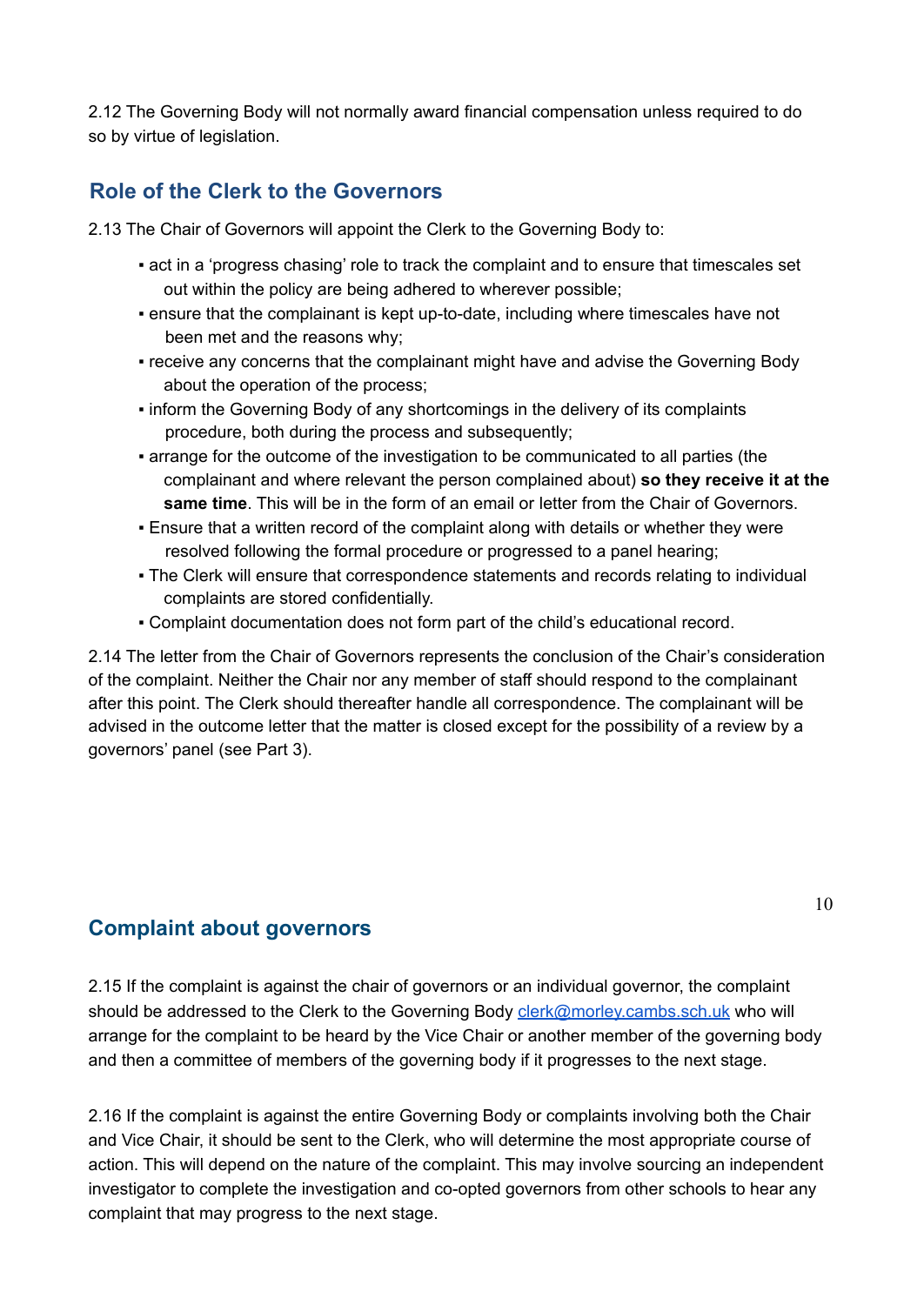2.12 The Governing Body will not normally award financial compensation unless required to do so by virtue of legislation.

## Role of the Clerk to the Governors

2.13 The Chair of Governors will appoint the Clerk to the Governing Body to:

- act in a 'progress chasing' role to track the complaint and to ensure that timescales set out within the policy are being adhered to wherever possible;
- ensure that the complainant is kept up-to-date, including where timescales have not been met and the reasons why;
- receive any concerns that the complainant might have and advise the Governing Body about the operation of the process;
- inform the Governing Body of any shortcomings in the delivery of its complaints procedure, both during the process and subsequently;
- arrange for the outcome of the investigation to be communicated to all parties (the complainant and where relevant the person complained about) **so they receive it at the same time**. This will be in the form of an email or letter from the Chair of Governors.
- Ensure that a written record of the complaint along with details or whether they were resolved following the formal procedure or progressed to a panel hearing;
- The Clerk will ensure that correspondence statements and records relating to individual complaints are stored confidentially.
- Complaint documentation does not form part of the child's educational record.

2.14 The letter from the Chair of Governors represents the conclusion of the Chair's consideration of the complaint. Neither the Chair nor any member of staff should respond to the complainant after this point. The Clerk should thereafter handle all correspondence. The complainant will be advised in the outcome letter that the matter is closed except for the possibility of a review by a governors' panel (see Part 3).

## Complaint about governors

2.15 If the complaint is against the chair of governors or an individual governor, the complaint should be addressed to the Clerk to the Governing Body clerk@morley.cambs.sch.uk who will arrange for the complaint to be heard by the Vice Chair or another member of the governing body and then a committee of members of the governing body if it progresses to the next stage.

2.16 If the complaint is against the entire Governing Body or complaints involving both the Chair and Vice Chair, it should be sent to the Clerk, who will determine the most appropriate course of action. This will depend on the nature of the complaint. This may involve sourcing an independent investigator to complete the investigation and co-opted governors from other schools to hear any complaint that may progress to the next stage.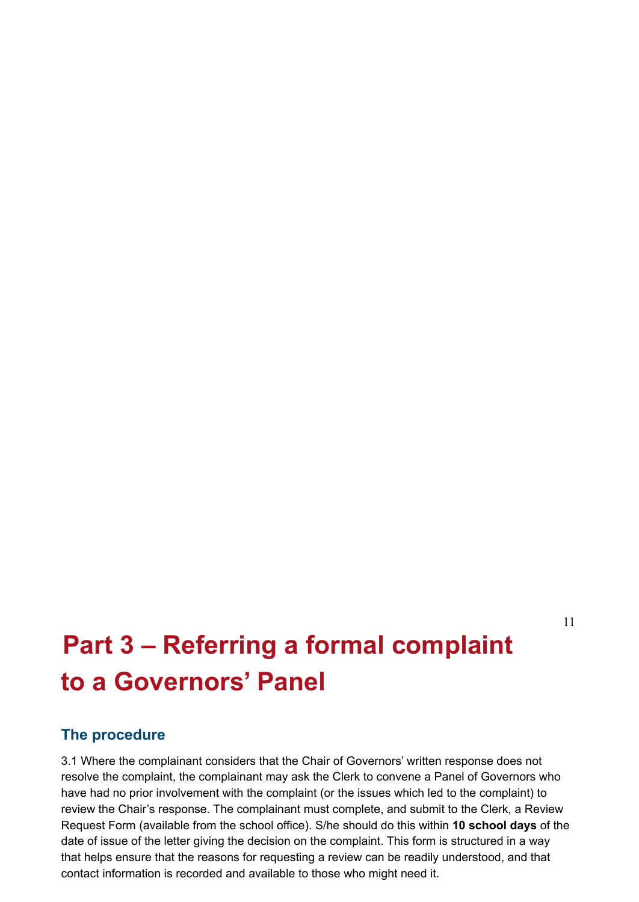# Part 3 – Referring a formal complaint to a Governors' Panel

## The procedure

3.1 Where the complainant considers that the Chair of Governors' written response does not resolve the complaint, the complainant may ask the Clerk to convene a Panel of Governors who have had no prior involvement with the complaint (or the issues which led to the complaint) to review the Chair's response. The complainant must complete, and submit to the Clerk, a Review Request Form (available from the school office). S/he should do this within **10 school days** of the date of issue of the letter giving the decision on the complaint. This form is structured in a way that helps ensure that the reasons for requesting a review can be readily understood, and that contact information is recorded and available to those who might need it.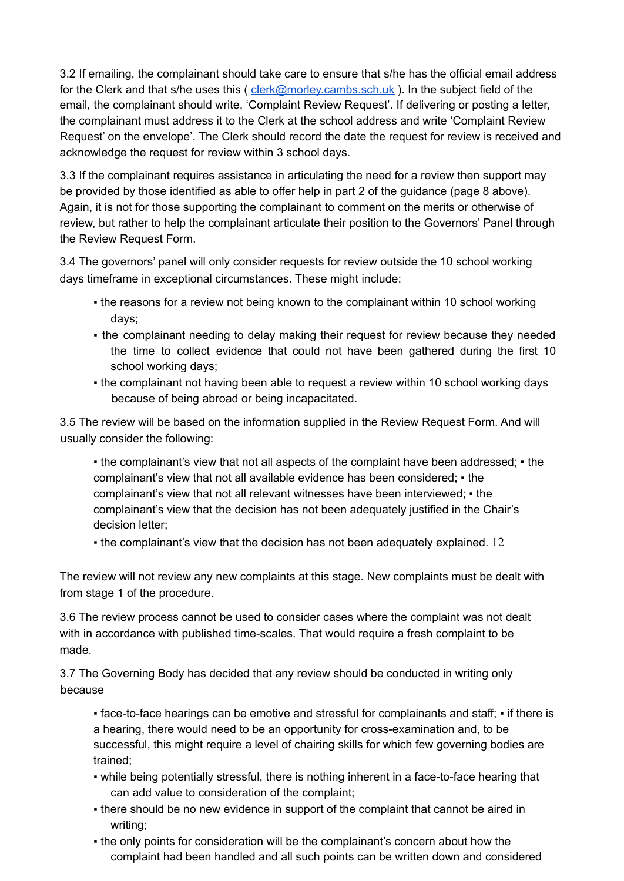3.2 If emailing, the complainant should take care to ensure that s/he has the official email address for the Clerk and that s/he uses this ( [clerk@morley.cambs.sch.uk](mailto:clerk@morley.cambs.sch.uk) ). In the subject field of the email, the complainant should write, 'Complaint Review Request'. If delivering or posting a letter, the complainant must address it to the Clerk at the school address and write 'Complaint Review Request' on the envelope'. The Clerk should record the date the request for review is received and acknowledge the request for review within 3 school days.

3.3 If the complainant requires assistance in articulating the need for a review then support may be provided by those identified as able to offer help in part 2 of the guidance (page 8 above). Again, it is not for those supporting the complainant to comment on the merits or otherwise of review, but rather to help the complainant articulate their position to the Governors' Panel through the Review Request Form.

3.4 The governors' panel will only consider requests for review outside the 10 school working days timeframe in exceptional circumstances. These might include:

- the reasons for a review not being known to the complainant within 10 school working days;
- the complainant needing to delay making their request for review because they needed the time to collect evidence that could not have been gathered during the first 10 school working days;
- the complainant not having been able to request a review within 10 school working days because of being abroad or being incapacitated.

3.5 The review will be based on the information supplied in the Review Request Form. And will usually consider the following:

- the complainant's view that not all aspects of the complaint have been addressed;
- the complainant's view that not all available evidence has been considered;
- the complainant's view that not all relevant witnesses have been interviewed;
- the complainant's view that the decision has not been adequately justified in the Chair's decision letter;
- the complainant's view that the decision has not been adequately explained. 12

The review will not review any new complaints at this stage. New complaints must be dealt with from stage 1 of the procedure.

3.6 The review process cannot be used to consider cases where the complaint was not dealt with in accordance with published time-scales. That would require a fresh complaint to be made.

3.7 The Governing Body has decided that any review should be conducted in writing only because

- face-to-face hearings can be emotive and stressful for complainants and staff;
- if there is a hearing, there would need to be an opportunity for cross-examination and, to be successful, this might require a level of chairing skills for which few governing bodies are trained;
- while being potentially stressful, there is nothing inherent in a face-to-face hearing that can add value to consideration of the complaint;
- there should be no new evidence in support of the complaint that cannot be aired in writing;
- the only points for consideration will be the complainant's concern about how the complaint had been handled and all such points can be written down and considered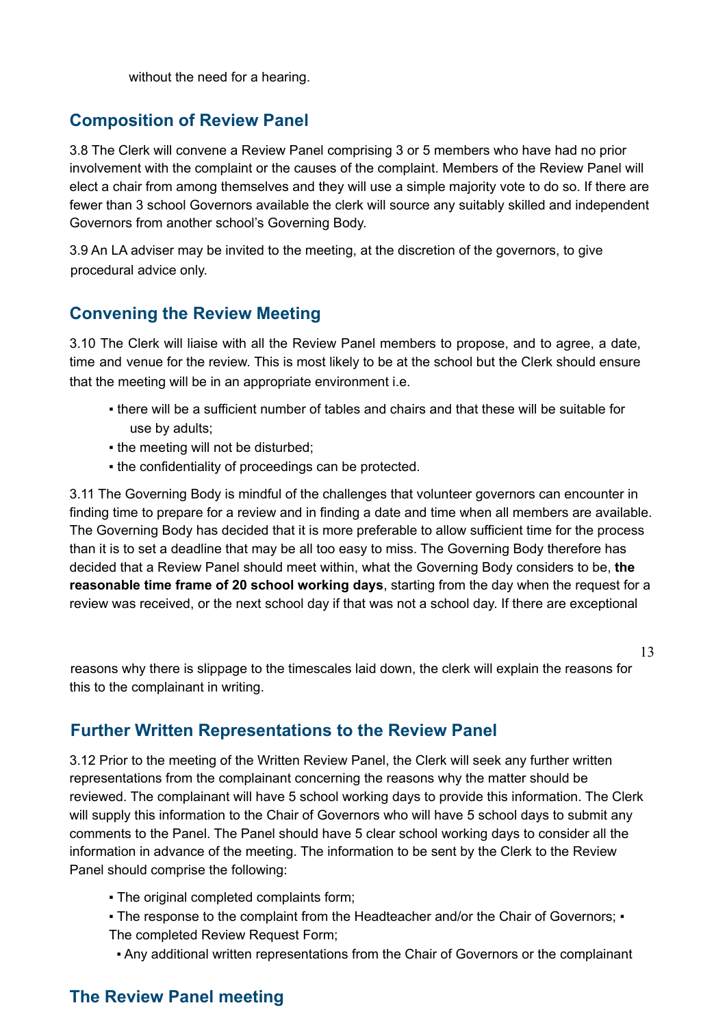without the need for a hearing.

## Composition of Review Panel

3.8 The Clerk will convene a Review Panel comprising 3 or 5 members who have had no prior involvement with the complaint or the causes of the complaint. Members of the Review Panel will elect a chair from among themselves and they will use a simple majority vote to do so. If there are fewer than 3 school Governors available the clerk will source any suitably skilled and independent Governors from another school's Governing Body.

3.9 An LA adviser may be invited to the meeting, at the discretion of the governors, to give procedural advice only.

## Convening the Review Meeting

3.10 The Clerk will liaise with all the Review Panel members to propose, and to agree, a date, time and venue for the review. This is most likely to be at the school but the Clerk should ensure that the meeting will be in an appropriate environment i.e.

- there will be a sufficient number of tables and chairs and that these will be suitable for use by adults;
- the meeting will not be disturbed;
- the confidentiality of proceedings can be protected.

3.11 The Governing Body is mindful of the challenges that volunteer governors can encounter in finding time to prepare for a review and in finding a date and time when all members are available. The Governing Body has decided that it is more preferable to allow sufficient time for the process than it is to set a deadline that may be all too easy to miss. The Governing Body therefore has decided that a Review Panel should meet within, what the Governing Body considers to be, **the reasonable time frame of 20 school working days**, starting from the day when the request for a review was received, or the next school day if that was not a school day. If there are exceptional reasons why there is slippage to the timescales laid down, the clerk will explain the reasons for this to the complainant in writing.

## Further Written Representations to the Review Panel

3.12 Prior to the meeting of the Written Review Panel, the Clerk will seek any further written representations from the complainant concerning the reasons why the matter should be reviewed. The complainant will have 5 school working days to provide this information. The Clerk will supply this information to the Chair of Governors who will have 5 school days to submit any comments to the Panel. The Panel should have 5 clear school working days to consider all the information in advance of the meeting. The information to be sent by the Clerk to the Review Panel should comprise the following:

- The original completed complaints form;
- The response to the complaint from the Headteacher and/or the Chair of Governors;
- The completed Review Request Form;
- Any additional written representations from the Chair of Governors or the complainant

## The Review Panel meeting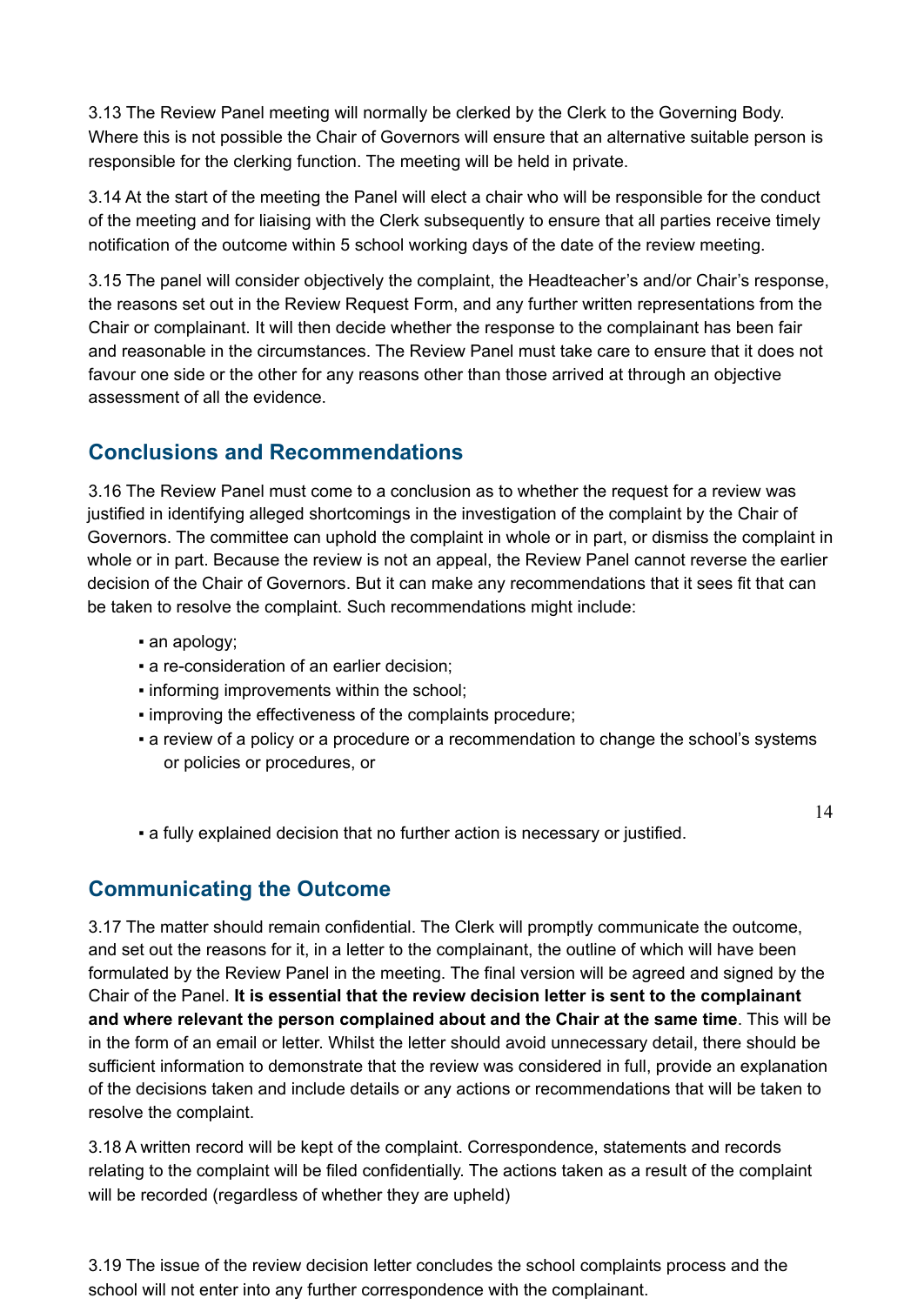3.13 The Review Panel meeting will normally be clerked by the Clerk to the Governing Body. Where this is not possible the Chair of Governors will ensure that an alternative suitable person is responsible for the clerking function. The meeting will be held in private.

3.14 At the start of the meeting the Panel will elect a chair who will be responsible for the conduct of the meeting and for liaising with the Clerk subsequently to ensure that all parties receive timely notification of the outcome within 5 school working days of the date of the review meeting.

3.15 The panel will consider objectively the complaint, the Headteacher's and/or Chair's response, the reasons set out in the Review Request Form, and any further written representations from the Chair or complainant. It will then decide whether the response to the complainant has been fair and reasonable in the circumstances. The Review Panel must take care to ensure that it does not favour one side or the other for any reasons other than those arrived at through an objective assessment of all the evidence.

## Conclusions and Recommendations

3.16 The Review Panel must come to a conclusion as to whether the request for a review was justified in identifying alleged shortcomings in the investigation of the complaint by the Chair of Governors. The committee can uphold the complaint in whole or in part, or dismiss the complaint in whole or in part. Because the review is not an appeal, the Review Panel cannot reverse the earlier decision of the Chair of Governors. But it can make any recommendations that it sees fit that can be taken to resolve the complaint. Such recommendations might include:

- an apology;
- a re-consideration of an earlier decision;
- informing improvements within the school;
- improving the effectiveness of the complaints procedure;
- a review of a policy or a procedure or a recommendation to change the school's systems or policies or procedures, or
- a fully explained decision that no further action is necessary or justified.

## Communicating the Outcome

3.17 The matter should remain confidential. The Clerk will promptly communicate the outcome, and set out the reasons for it, in a letter to the complainant, the outline of which will have been formulated by the Review Panel in the meeting. The final version will be agreed and signed by the Chair of the Panel. **It is essential that the review decision letter is sent to the complainant and where relevant the person complained about and the Chair at the same time**. This will be in the form of an email or letter. Whilst the letter should avoid unnecessary detail, there should be sufficient information to demonstrate that the review was considered in full, provide an explanation of the decisions taken and include details or any actions or recommendations that will be taken to resolve the complaint.

3.18 A written record will be kept of the complaint. Correspondence, statements and records relating to the complaint will be filed confidentially. The actions taken as a result of the complaint will be recorded (regardless of whether they are upheld)

3.19 The issue of the review decision letter concludes the school complaints process and the school will not enter into any further correspondence with the complainant.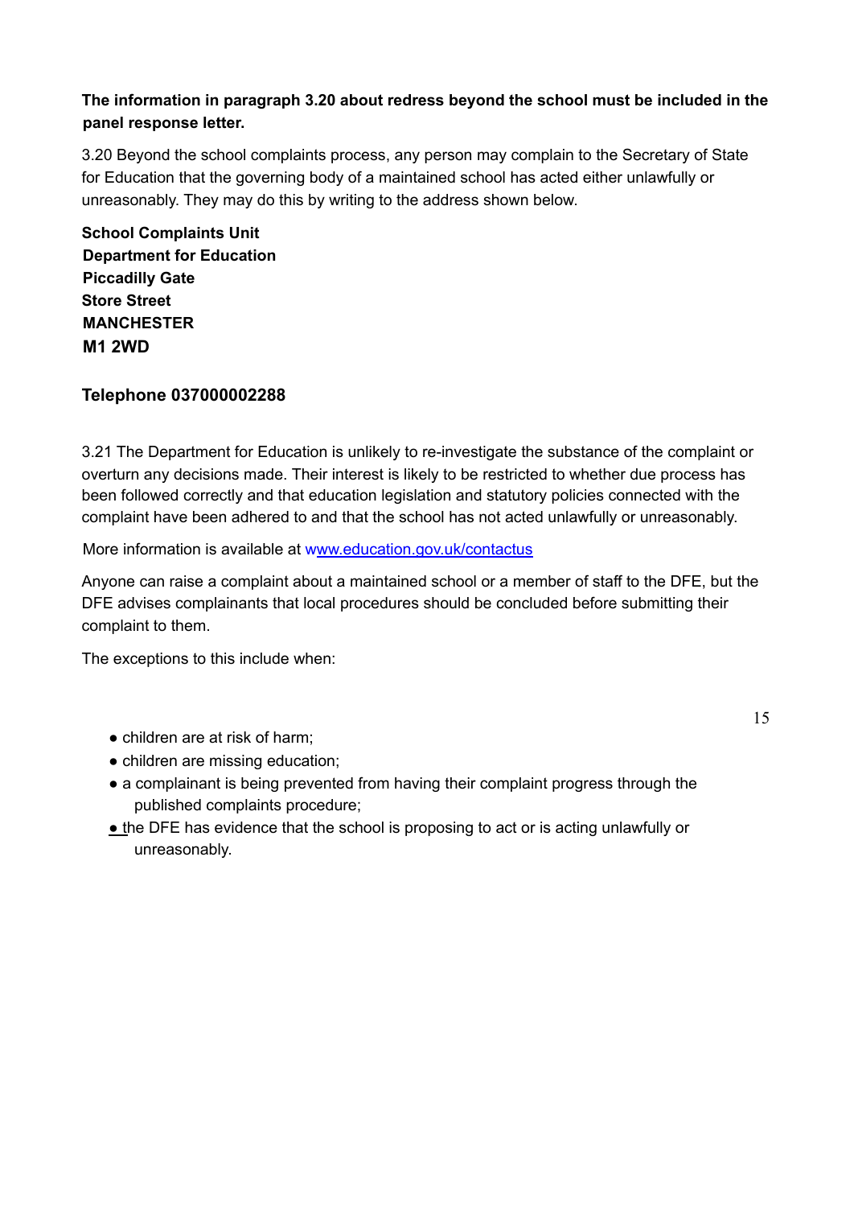**The information in paragraph 3.20 about redress beyond the school must be included in the panel response letter.**

3.20 Beyond the school complaints process, any person may complain to the Secretary of State for Education that the governing body of a maintained school has acted either unlawfully or unreasonably. They may do this by writing to the address shown below.

**School Complaints Unit**
**Department for Education**
**Piccadilly Gate**
**Store Street**
**MANCHESTER**
**M1 2WD**

**Telephone 037000002288**

3.21 The Department for Education is unlikely to re-investigate the substance of the complaint or overturn any decisions made. Their interest is likely to be restricted to whether due process has been followed correctly and that education legislation and statutory policies connected with the complaint have been adhered to and that the school has not acted unlawfully or unreasonably.

More information is available at [www.education.gov.uk/contactus](http://www.education.gov.uk/contactus)

Anyone can raise a complaint about a maintained school or a member of staff to the DFE, but the DFE advises complainants that local procedures should be concluded before submitting their complaint to them.

The exceptions to this include when:

- children are at risk of harm;
- children are missing education;
- a complainant is being prevented from having their complaint progress through the published complaints procedure;
- the DFE has evidence that the school is proposing to act or is acting unlawfully or unreasonably.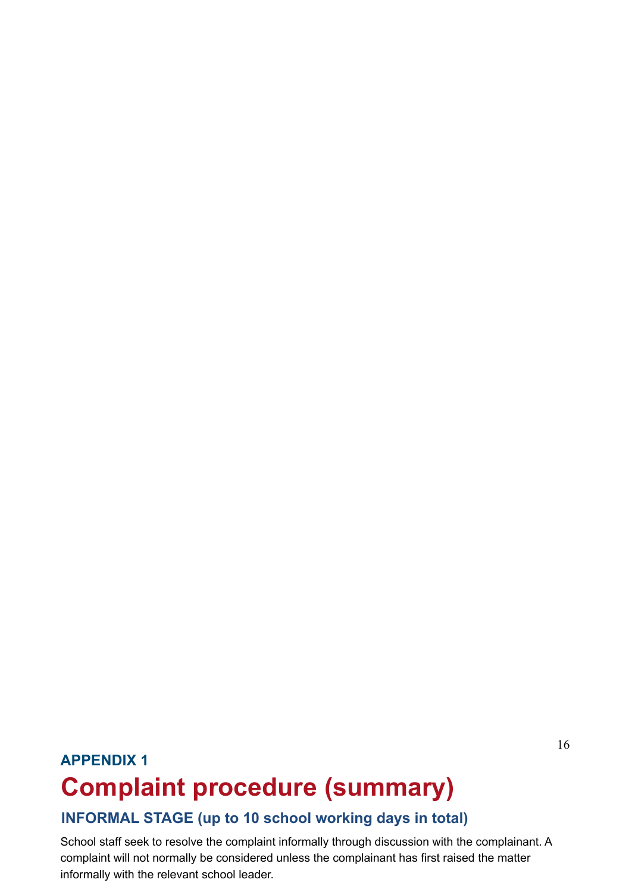**APPENDIX 1**

# Complaint procedure (summary)

### INFORMAL STAGE (up to 10 school working days in total)

School staff seek to resolve the complaint informally through discussion with the complainant. A complaint will not normally be considered unless the complainant has first raised the matter informally with the relevant school leader.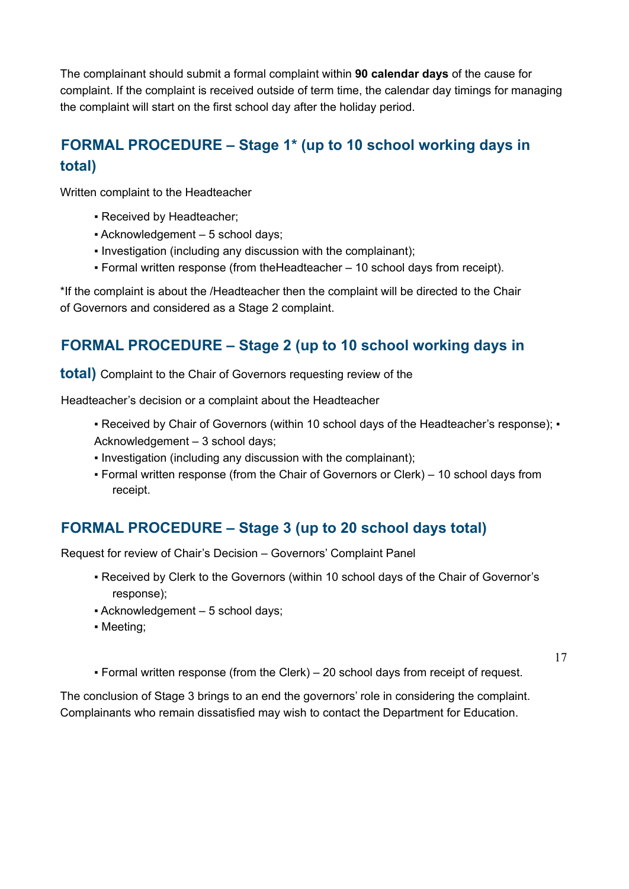The complainant should submit a formal complaint within **90 calendar days** of the cause for complaint. If the complaint is received outside of term time, the calendar day timings for managing the complaint will start on the first school day after the holiday period.

## FORMAL PROCEDURE – Stage 1* (up to 10 school working days in total)

Written complaint to the Headteacher

- Received by Headteacher;
- Acknowledgement – 5 school days;
- Investigation (including any discussion with the complainant);
- Formal written response (from theHeadteacher – 10 school days from receipt).

*If the complaint is about the /Headteacher then the complaint will be directed to the Chair of Governors and considered as a Stage 2 complaint.

## FORMAL PROCEDURE – Stage 2 (up to 10 school working days in total)

Complaint to the Chair of Governors requesting review of the Headteacher's decision or a complaint about the Headteacher

- Received by Chair of Governors (within 10 school days of the Headteacher's response);
- Acknowledgement – 3 school days;
- Investigation (including any discussion with the complainant);
- Formal written response (from the Chair of Governors or Clerk) – 10 school days from receipt.

## FORMAL PROCEDURE – Stage 3 (up to 20 school days total)

Request for review of Chair's Decision – Governors' Complaint Panel

- Received by Clerk to the Governors (within 10 school days of the Chair of Governor's response);
- Acknowledgement – 5 school days;
- Meeting;
- Formal written response (from the Clerk) – 20 school days from receipt of request.

The conclusion of Stage 3 brings to an end the governors' role in considering the complaint. Complainants who remain dissatisfied may wish to contact the Department for Education.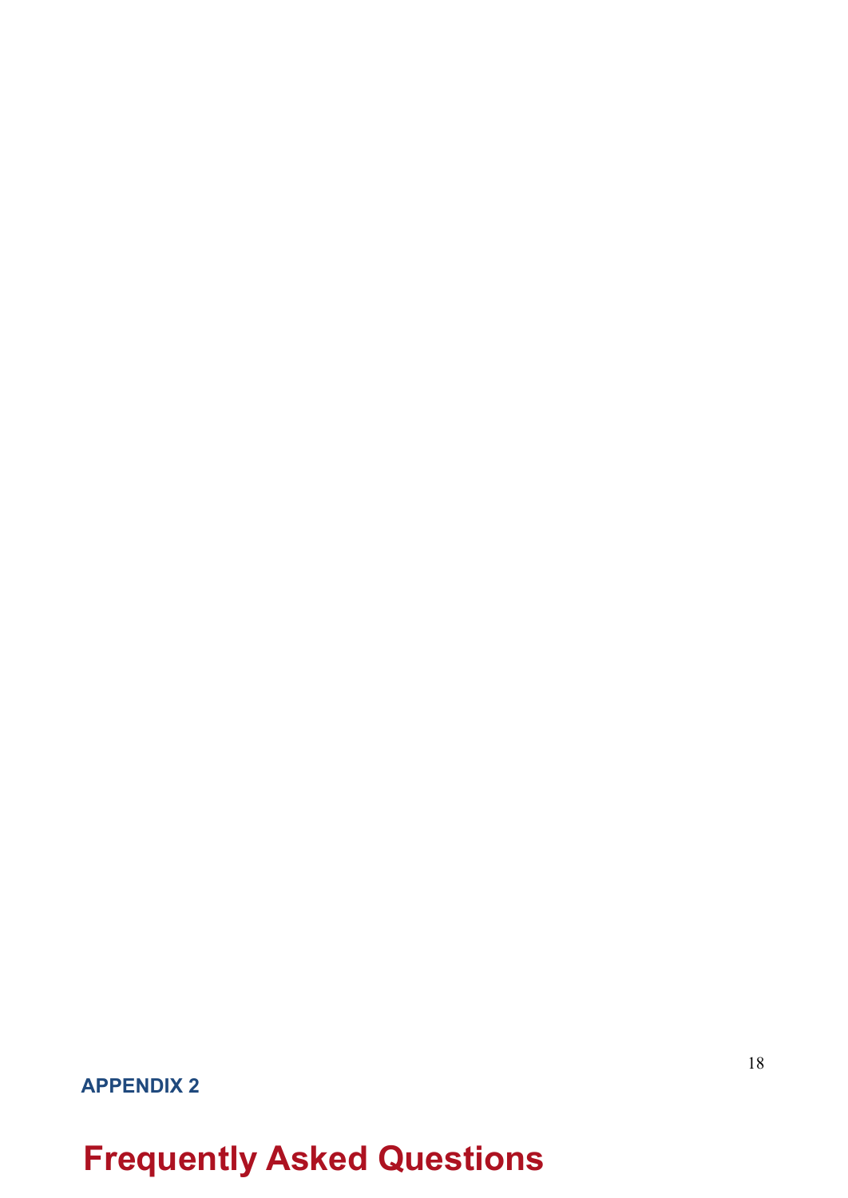**APPENDIX 2**

# Frequently Asked Questions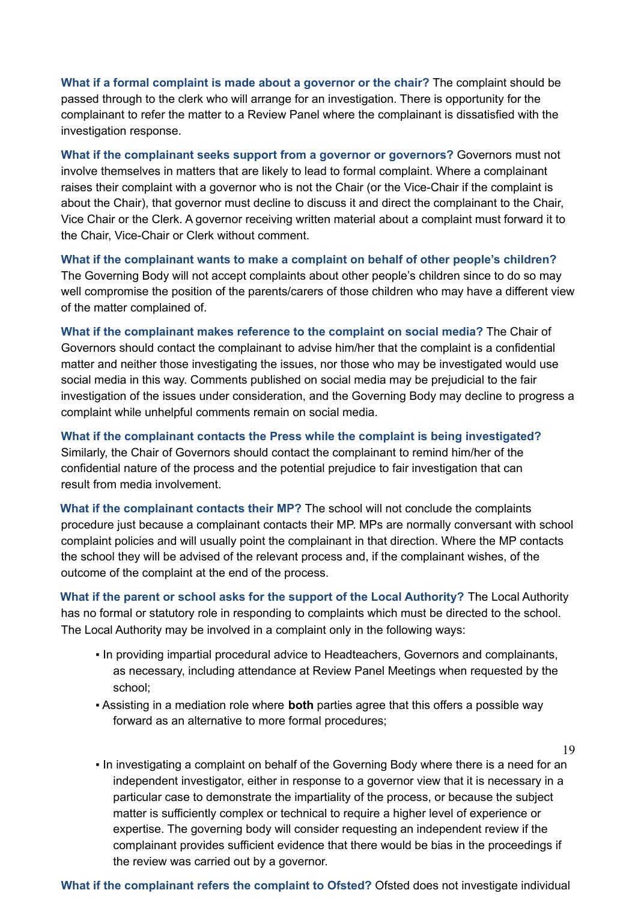**What if a formal complaint is made about a governor or the chair?** The complaint should be passed through to the clerk who will arrange for an investigation. There is opportunity for the complainant to refer the matter to a Review Panel where the complainant is dissatisfied with the investigation response.

**What if the complainant seeks support from a governor or governors?** Governors must not involve themselves in matters that are likely to lead to formal complaint. Where a complainant raises their complaint with a governor who is not the Chair (or the Vice-Chair if the complaint is about the Chair), that governor must decline to discuss it and direct the complainant to the Chair, Vice Chair or the Clerk. A governor receiving written material about a complaint must forward it to the Chair, Vice-Chair or Clerk without comment.

**What if the complainant wants to make a complaint on behalf of other people's children?** The Governing Body will not accept complaints about other people's children since to do so may well compromise the position of the parents/carers of those children who may have a different view of the matter complained of.

**What if the complainant makes reference to the complaint on social media?** The Chair of Governors should contact the complainant to advise him/her that the complaint is a confidential matter and neither those investigating the issues, nor those who may be investigated would use social media in this way. Comments published on social media may be prejudicial to the fair investigation of the issues under consideration, and the Governing Body may decline to progress a complaint while unhelpful comments remain on social media.

**What if the complainant contacts the Press while the complaint is being investigated?** Similarly, the Chair of Governors should contact the complainant to remind him/her of the confidential nature of the process and the potential prejudice to fair investigation that can result from media involvement.

**What if the complainant contacts their MP?** The school will not conclude the complaints procedure just because a complainant contacts their MP. MPs are normally conversant with school complaint policies and will usually point the complainant in that direction. Where the MP contacts the school they will be advised of the relevant process and, if the complainant wishes, of the outcome of the complaint at the end of the process.

**What if the parent or school asks for the support of the Local Authority?** The Local Authority has no formal or statutory role in responding to complaints which must be directed to the school. The Local Authority may be involved in a complaint only in the following ways:

- In providing impartial procedural advice to Headteachers, Governors and complainants, as necessary, including attendance at Review Panel Meetings when requested by the school;
- Assisting in a mediation role where **both** parties agree that this offers a possible way forward as an alternative to more formal procedures;
- In investigating a complaint on behalf of the Governing Body where there is a need for an independent investigator, either in response to a governor view that it is necessary in a particular case to demonstrate the impartiality of the process, or because the subject matter is sufficiently complex or technical to require a higher level of experience or expertise. The governing body will consider requesting an independent review if the complainant provides sufficient evidence that there would be bias in the proceedings if the review was carried out by a governor.

**What if the complainant refers the complaint to Ofsted?** Ofsted does not investigate individual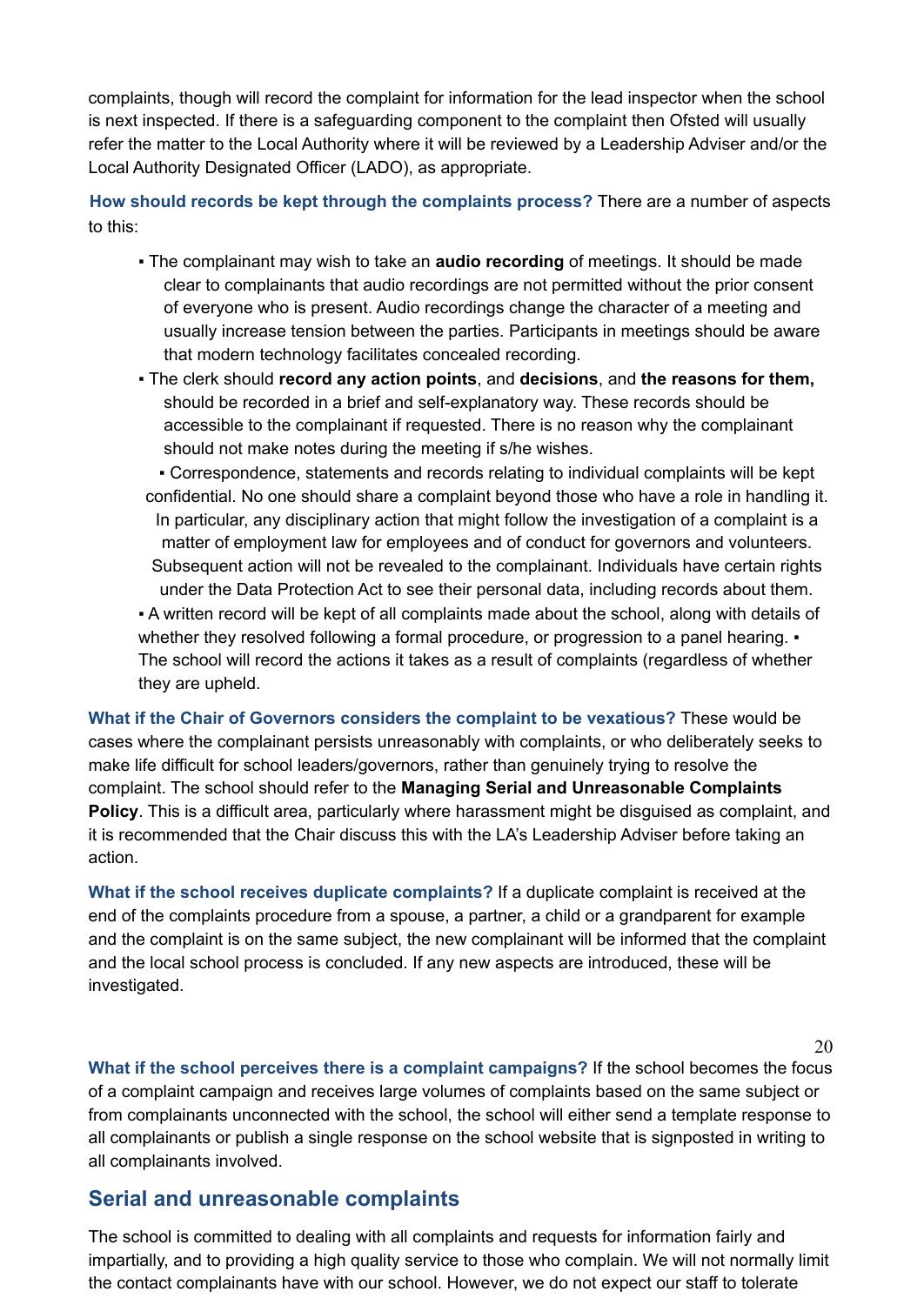complaints, though will record the complaint for information for the lead inspector when the school is next inspected. If there is a safeguarding component to the complaint then Ofsted will usually refer the matter to the Local Authority where it will be reviewed by a Leadership Adviser and/or the Local Authority Designated Officer (LADO), as appropriate.

**How should records be kept through the complaints process?** There are a number of aspects to this:

- The complainant may wish to take an **audio recording** of meetings. It should be made clear to complainants that audio recordings are not permitted without the prior consent of everyone who is present. Audio recordings change the character of a meeting and usually increase tension between the parties. Participants in meetings should be aware that modern technology facilitates concealed recording.
- The clerk should **record any action points**, and **decisions**, and **the reasons for them,** should be recorded in a brief and self-explanatory way. These records should be accessible to the complainant if requested. There is no reason why the complainant should not make notes during the meeting if s/he wishes.
- Correspondence, statements and records relating to individual complaints will be kept confidential. No one should share a complaint beyond those who have a role in handling it. In particular, any disciplinary action that might follow the investigation of a complaint is a matter of employment law for employees and of conduct for governors and volunteers. Subsequent action will not be revealed to the complainant. Individuals have certain rights under the Data Protection Act to see their personal data, including records about them.
- A written record will be kept of all complaints made about the school, along with details of whether they resolved following a formal procedure, or progression to a panel hearing.
- The school will record the actions it takes as a result of complaints (regardless of whether they are upheld.

**What if the Chair of Governors considers the complaint to be vexatious?** These would be cases where the complainant persists unreasonably with complaints, or who deliberately seeks to make life difficult for school leaders/governors, rather than genuinely trying to resolve the complaint. The school should refer to the **Managing Serial and Unreasonable Complaints Policy**. This is a difficult area, particularly where harassment might be disguised as complaint, and it is recommended that the Chair discuss this with the LA's Leadership Adviser before taking an action.

**What if the school receives duplicate complaints?** If a duplicate complaint is received at the end of the complaints procedure from a spouse, a partner, a child or a grandparent for example and the complaint is on the same subject, the new complainant will be informed that the complaint and the local school process is concluded. If any new aspects are introduced, these will be investigated.

**What if the school perceives there is a complaint campaigns?** If the school becomes the focus of a complaint campaign and receives large volumes of complaints based on the same subject or from complainants unconnected with the school, the school will either send a template response to all complainants or publish a single response on the school website that is signposted in writing to all complainants involved.

## Serial and unreasonable complaints

The school is committed to dealing with all complaints and requests for information fairly and impartially, and to providing a high quality service to those who complain. We will not normally limit the contact complainants have with our school. However, we do not expect our staff to tolerate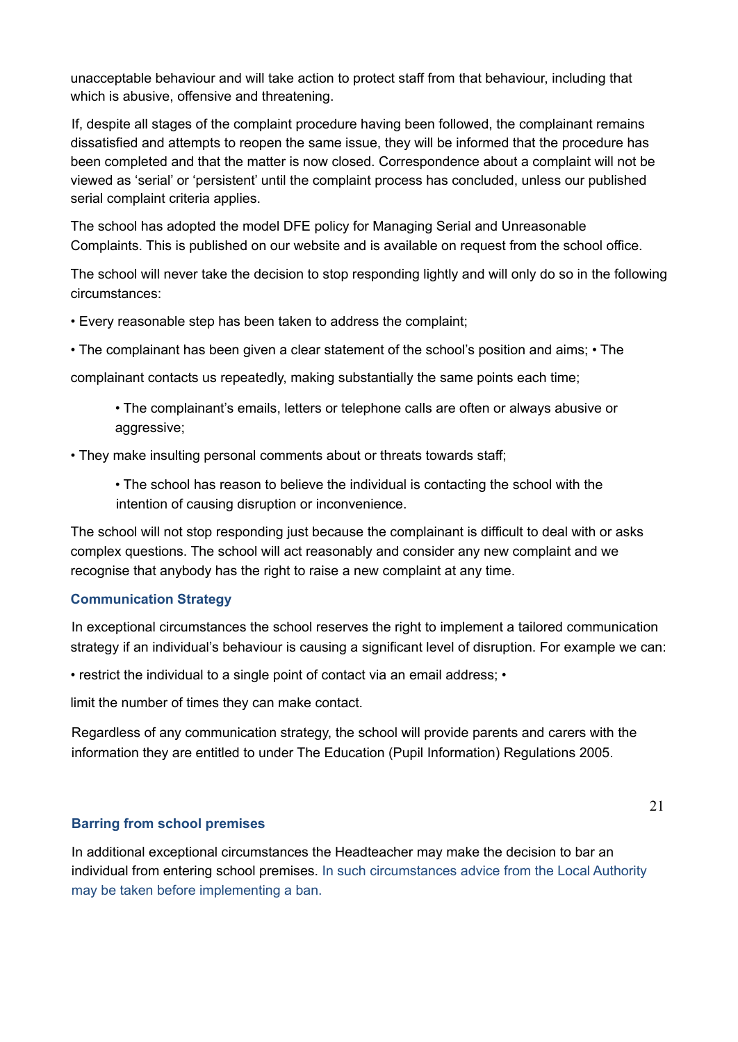unacceptable behaviour and will take action to protect staff from that behaviour, including that which is abusive, offensive and threatening.

If, despite all stages of the complaint procedure having been followed, the complainant remains dissatisfied and attempts to reopen the same issue, they will be informed that the procedure has been completed and that the matter is now closed. Correspondence about a complaint will not be viewed as 'serial' or 'persistent' until the complaint process has concluded, unless our published serial complaint criteria applies.

The school has adopted the model DFE policy for Managing Serial and Unreasonable Complaints. This is published on our website and is available on request from the school office.

The school will never take the decision to stop responding lightly and will only do so in the following circumstances:

- Every reasonable step has been taken to address the complaint;
- The complainant has been given a clear statement of the school's position and aims;
- The complainant contacts us repeatedly, making substantially the same points each time;
- The complainant's emails, letters or telephone calls are often or always abusive or aggressive;
- They make insulting personal comments about or threats towards staff;
- The school has reason to believe the individual is contacting the school with the intention of causing disruption or inconvenience.

The school will not stop responding just because the complainant is difficult to deal with or asks complex questions. The school will act reasonably and consider any new complaint and we recognise that anybody has the right to raise a new complaint at any time.

### Communication Strategy

In exceptional circumstances the school reserves the right to implement a tailored communication strategy if an individual's behaviour is causing a significant level of disruption. For example we can:

- restrict the individual to a single point of contact via an email address;
- limit the number of times they can make contact.

Regardless of any communication strategy, the school will provide parents and carers with the information they are entitled to under The Education (Pupil Information) Regulations 2005.

### Barring from school premises

In additional exceptional circumstances the Headteacher may make the decision to bar an individual from entering school premises. In such circumstances advice from the Local Authority may be taken before implementing a ban.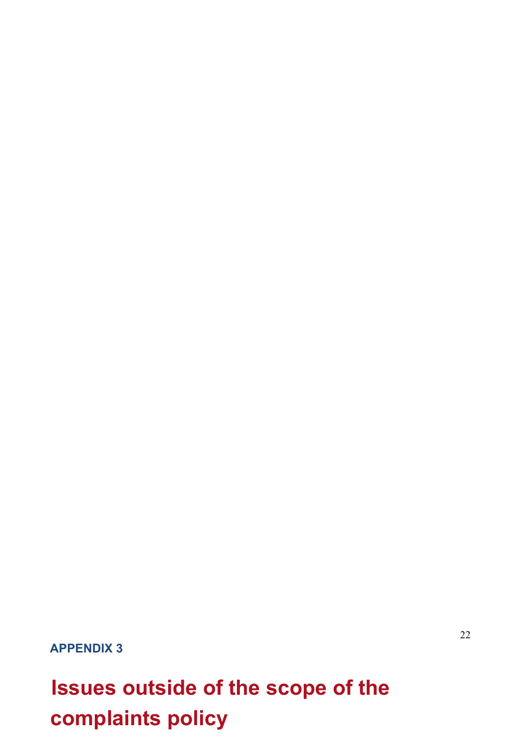**APPENDIX 3**

# Issues outside of the scope of the complaints policy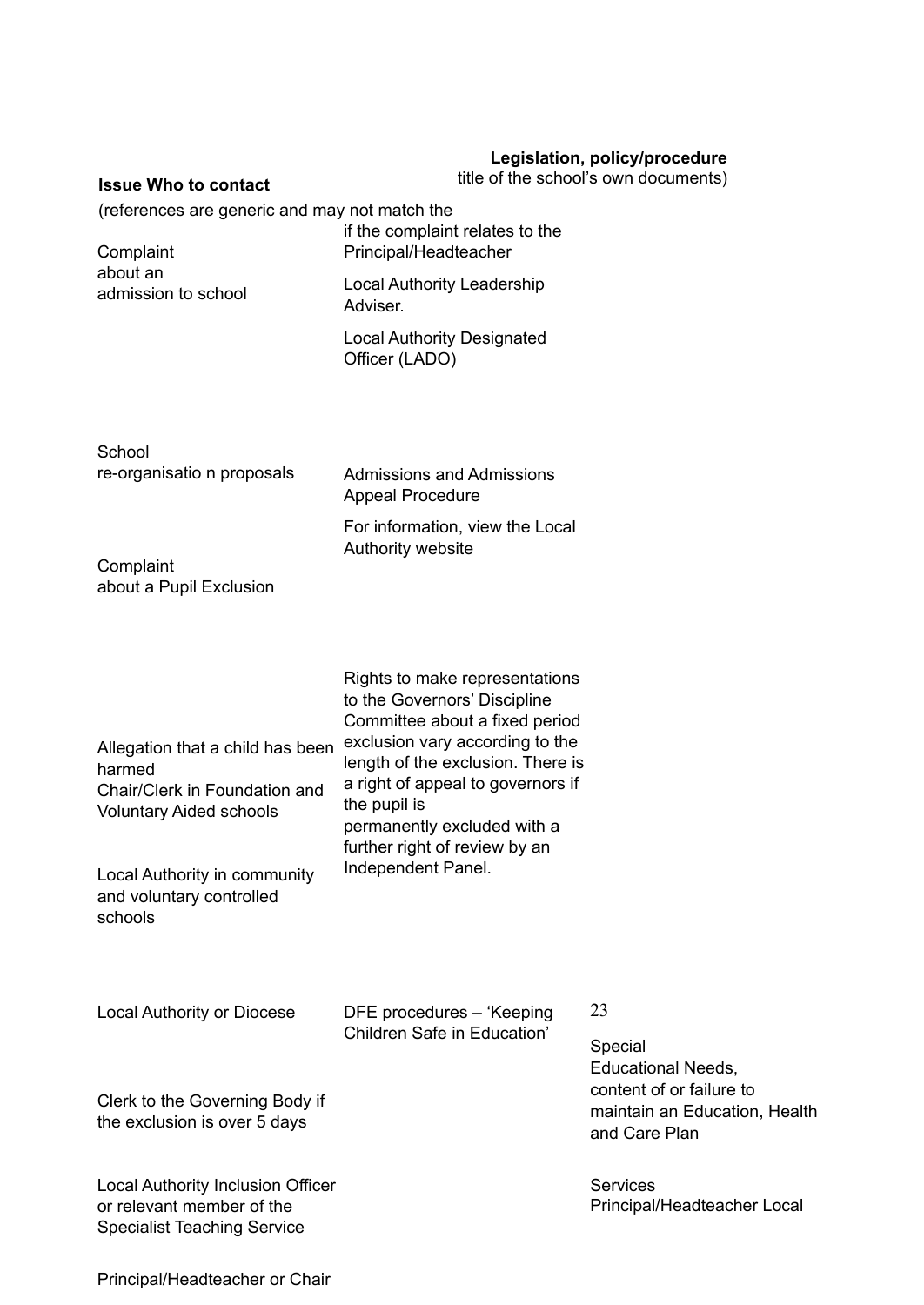| Issue | Who to contact | Legislation, policy/procedure (references are generic and may not match the title of the school's own documents) |
|---|---|---|
| Complaint about an admission to school | if the complaint relates to the Principal/Headteacher | |
| | Local Authority Leadership Adviser. | |
| | Local Authority Designated Officer (LADO) | |
| School re-organisatio n proposals | Admissions and Admissions Appeal Procedure | |
| | For information, view the Local Authority website | |
| Complaint about a Pupil Exclusion | | |
| Allegation that a child has been harmed | Rights to make representations to the Governors' Discipline Committee about a fixed period exclusion vary according to the length of the exclusion. There is a right of appeal to governors if the pupil is permanently excluded with a further right of review by an Independent Panel. | |
| Chair/Clerk in Foundation and Voluntary Aided schools | | |
| Local Authority in community and voluntary controlled schools | | |
| Local Authority or Diocese | DFE procedures – 'Keeping Children Safe in Education' | |
| Clerk to the Governing Body if the exclusion is over 5 days | | Special Educational Needs, content of or failure to maintain an Education, Health and Care Plan |
| Local Authority Inclusion Officer or relevant member of the Specialist Teaching Service | | Services Principal/Headteacher Local |
| Principal/Headteacher or Chair | | |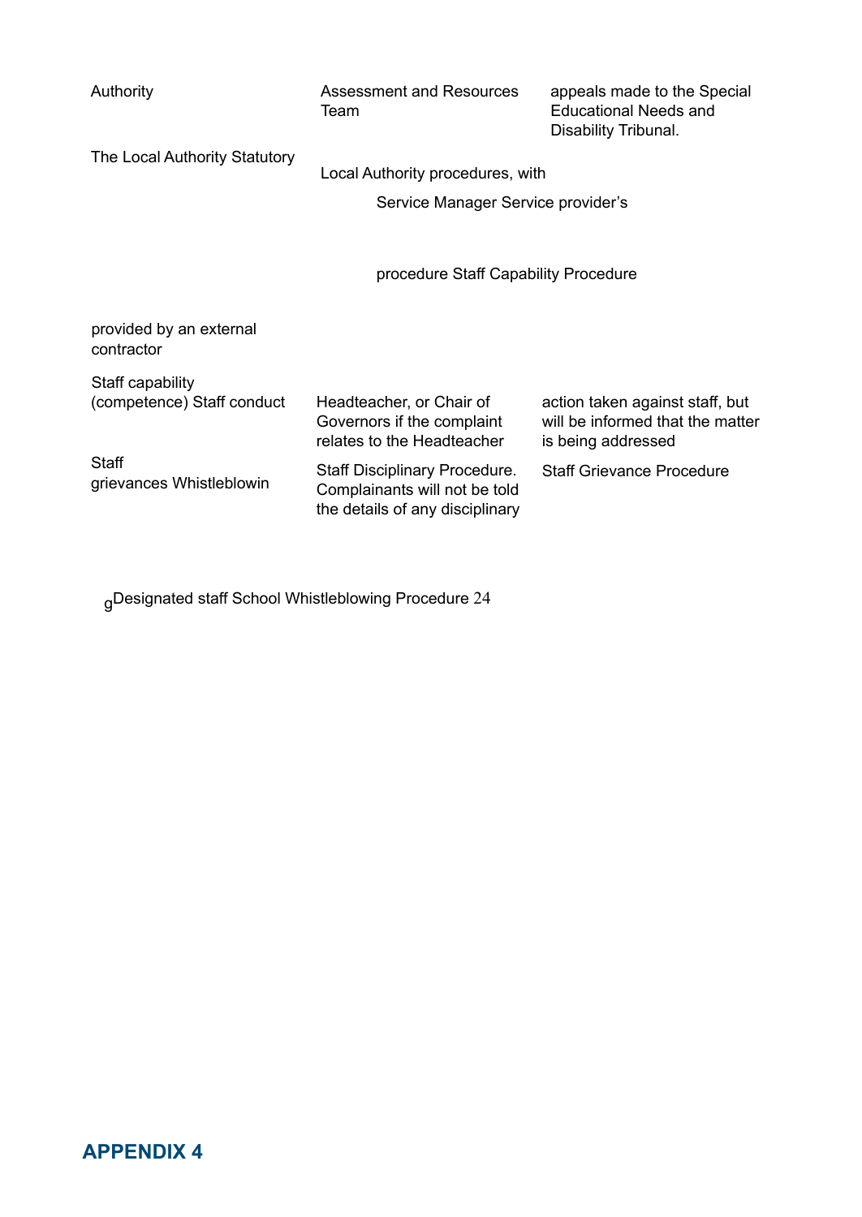| | | |
|---|---|---|
| Authority | Assessment and Resources Team | appeals made to the Special Educational Needs and Disability Tribunal. |
| The Local Authority Statutory | Local Authority procedures, with | |
| | Service Manager Service provider's | |
| | procedure Staff Capability Procedure | |
| provided by an external contractor | | |
| Staff capability (competence) Staff conduct | Headteacher, or Chair of Governors if the complaint relates to the Headteacher | action taken against staff, but will be informed that the matter is being addressed |
| Staff grievances Whistleblowin | Staff Disciplinary Procedure. Complainants will not be told the details of any disciplinary | Staff Grievance Procedure |
| g Designated staff School Whistleblowing Procedure | | |

## APPENDIX 4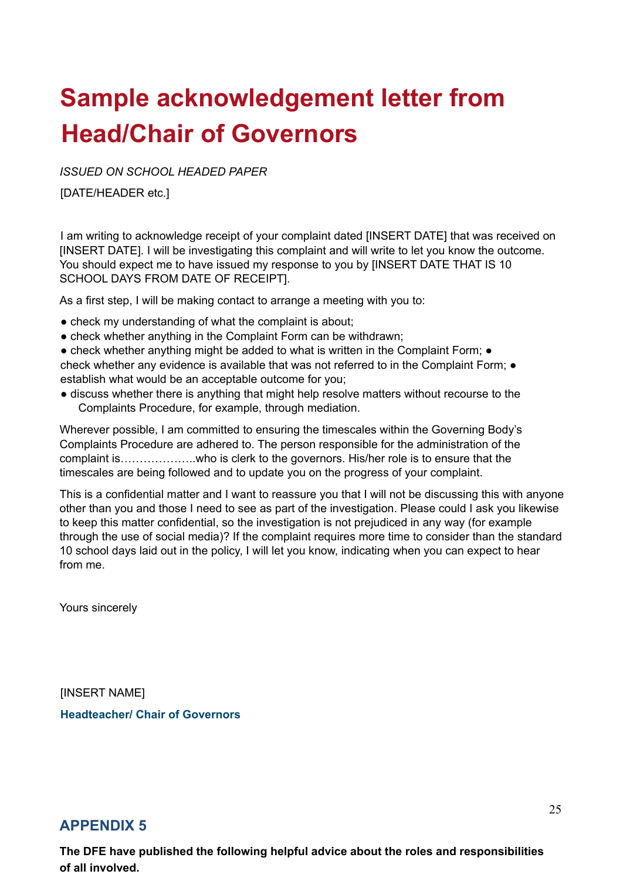# Sample acknowledgement letter from Head/Chair of Governors

*ISSUED ON SCHOOL HEADED PAPER*

[DATE/HEADER etc.]

I am writing to acknowledge receipt of your complaint dated [INSERT DATE] that was received on [INSERT DATE]. I will be investigating this complaint and will write to let you know the outcome. You should expect me to have issued my response to you by [INSERT DATE THAT IS 10 SCHOOL DAYS FROM DATE OF RECEIPT].

As a first step, I will be making contact to arrange a meeting with you to:

- check my understanding of what the complaint is about;
- check whether anything in the Complaint Form can be withdrawn;
- check whether anything might be added to what is written in the Complaint Form;
- check whether any evidence is available that was not referred to in the Complaint Form;
- establish what would be an acceptable outcome for you;
- discuss whether there is anything that might help resolve matters without recourse to the Complaints Procedure, for example, through mediation.

Wherever possible, I am committed to ensuring the timescales within the Governing Body's Complaints Procedure are adhered to. The person responsible for the administration of the complaint is………………..who is clerk to the governors. His/her role is to ensure that the timescales are being followed and to update you on the progress of your complaint.

This is a confidential matter and I want to reassure you that I will not be discussing this with anyone other than you and those I need to see as part of the investigation. Please could I ask you likewise to keep this matter confidential, so the investigation is not prejudiced in any way (for example through the use of social media)? If the complaint requires more time to consider than the standard 10 school days laid out in the policy, I will let you know, indicating when you can expect to hear from me.

Yours sincerely

[INSERT NAME]

**Headteacher/ Chair of Governors**

## APPENDIX 5

**The DFE have published the following helpful advice about the roles and responsibilities of all involved.**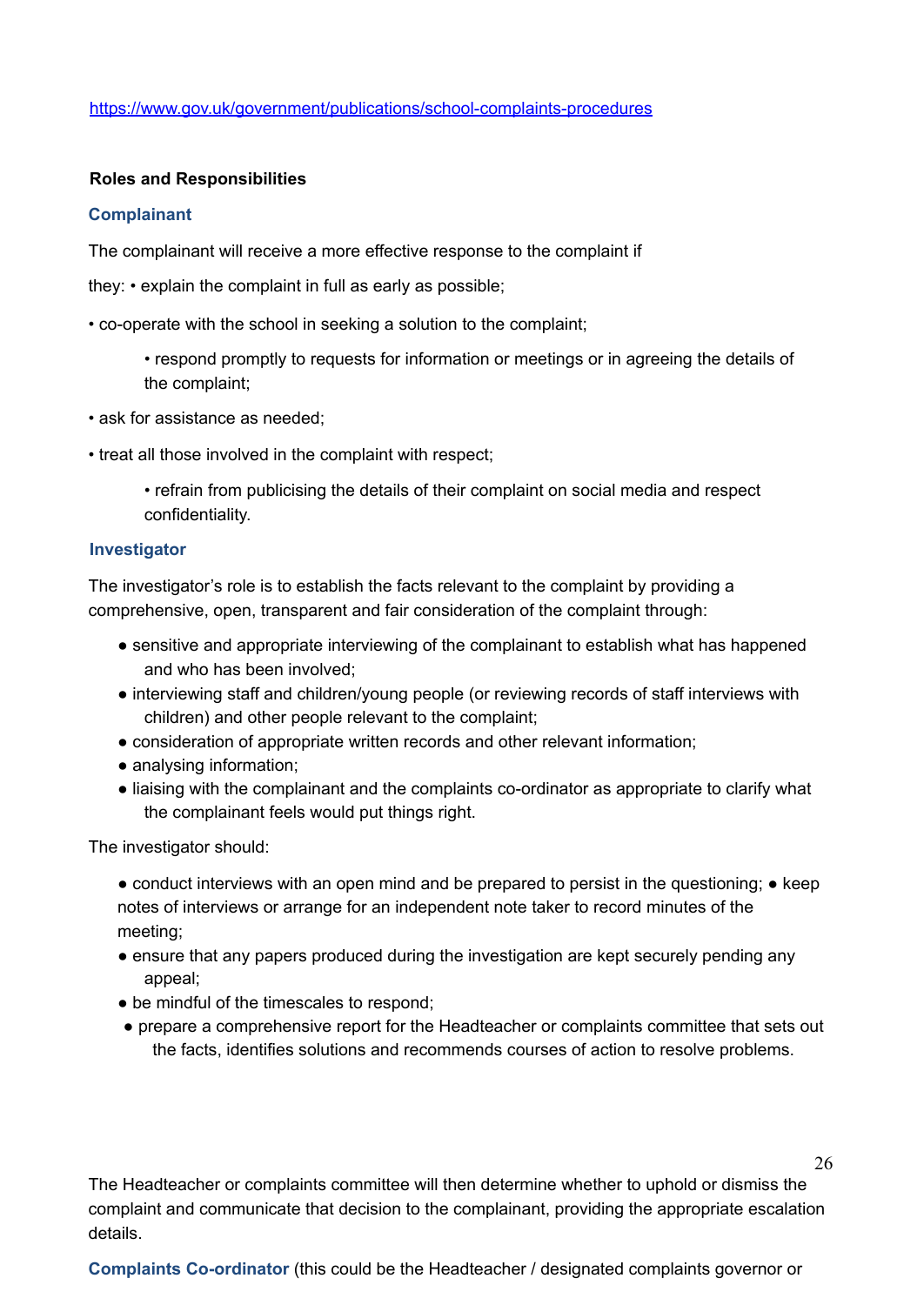https://www.gov.uk/government/publications/school-complaints-procedures

**Roles and Responsibilities**

### Complainant

The complainant will receive a more effective response to the complaint if they:

- explain the complaint in full as early as possible;
- co-operate with the school in seeking a solution to the complaint;
- respond promptly to requests for information or meetings or in agreeing the details of the complaint;
- ask for assistance as needed;
- treat all those involved in the complaint with respect;
- refrain from publicising the details of their complaint on social media and respect confidentiality.

### Investigator

The investigator's role is to establish the facts relevant to the complaint by providing a comprehensive, open, transparent and fair consideration of the complaint through:

- sensitive and appropriate interviewing of the complainant to establish what has happened and who has been involved;
- interviewing staff and children/young people (or reviewing records of staff interviews with children) and other people relevant to the complaint;
- consideration of appropriate written records and other relevant information;
- analysing information;
- liaising with the complainant and the complaints co-ordinator as appropriate to clarify what the complainant feels would put things right.

The investigator should:

- conduct interviews with an open mind and be prepared to persist in the questioning;
- keep notes of interviews or arrange for an independent note taker to record minutes of the meeting;
- ensure that any papers produced during the investigation are kept securely pending any appeal;
- be mindful of the timescales to respond;
- prepare a comprehensive report for the Headteacher or complaints committee that sets out the facts, identifies solutions and recommends courses of action to resolve problems.

The Headteacher or complaints committee will then determine whether to uphold or dismiss the complaint and communicate that decision to the complainant, providing the appropriate escalation details.

**Complaints Co-ordinator** (this could be the Headteacher / designated complaints governor or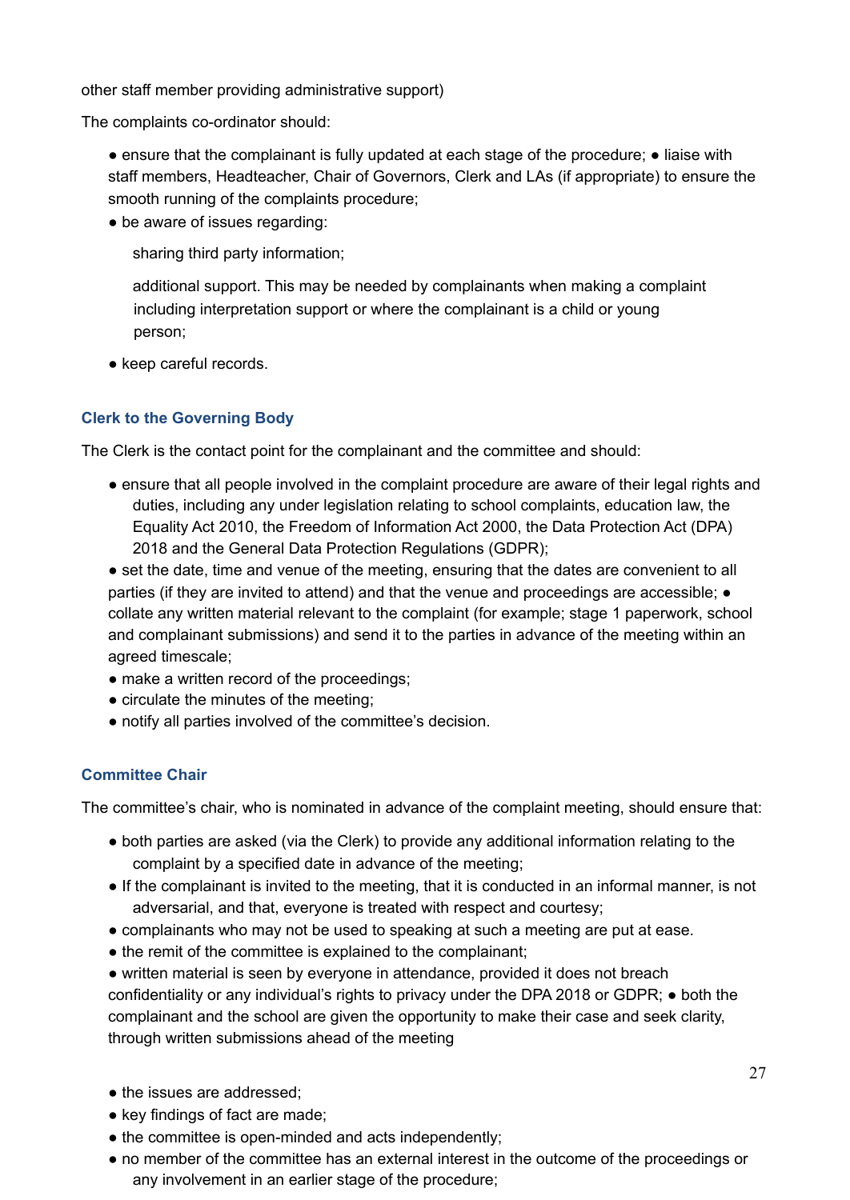other staff member providing administrative support)

The complaints co-ordinator should:

- ensure that the complainant is fully updated at each stage of the procedure;
- liaise with staff members, Headteacher, Chair of Governors, Clerk and LAs (if appropriate) to ensure the smooth running of the complaints procedure;
- be aware of issues regarding:

  sharing third party information;

  additional support. This may be needed by complainants when making a complaint including interpretation support or where the complainant is a child or young person;

- keep careful records.

### Clerk to the Governing Body

The Clerk is the contact point for the complainant and the committee and should:

- ensure that all people involved in the complaint procedure are aware of their legal rights and duties, including any under legislation relating to school complaints, education law, the Equality Act 2010, the Freedom of Information Act 2000, the Data Protection Act (DPA) 2018 and the General Data Protection Regulations (GDPR);
- set the date, time and venue of the meeting, ensuring that the dates are convenient to all parties (if they are invited to attend) and that the venue and proceedings are accessible;
- collate any written material relevant to the complaint (for example; stage 1 paperwork, school and complainant submissions) and send it to the parties in advance of the meeting within an agreed timescale;
- make a written record of the proceedings;
- circulate the minutes of the meeting;
- notify all parties involved of the committee's decision.

### Committee Chair

The committee's chair, who is nominated in advance of the complaint meeting, should ensure that:

- both parties are asked (via the Clerk) to provide any additional information relating to the complaint by a specified date in advance of the meeting;
- If the complainant is invited to the meeting, that it is conducted in an informal manner, is not adversarial, and that, everyone is treated with respect and courtesy;
- complainants who may not be used to speaking at such a meeting are put at ease.
- the remit of the committee is explained to the complainant;
- written material is seen by everyone in attendance, provided it does not breach confidentiality or any individual's rights to privacy under the DPA 2018 or GDPR;
- both the complainant and the school are given the opportunity to make their case and seek clarity, through written submissions ahead of the meeting
- the issues are addressed;
- key findings of fact are made;
- the committee is open-minded and acts independently;
- no member of the committee has an external interest in the outcome of the proceedings or any involvement in an earlier stage of the procedure;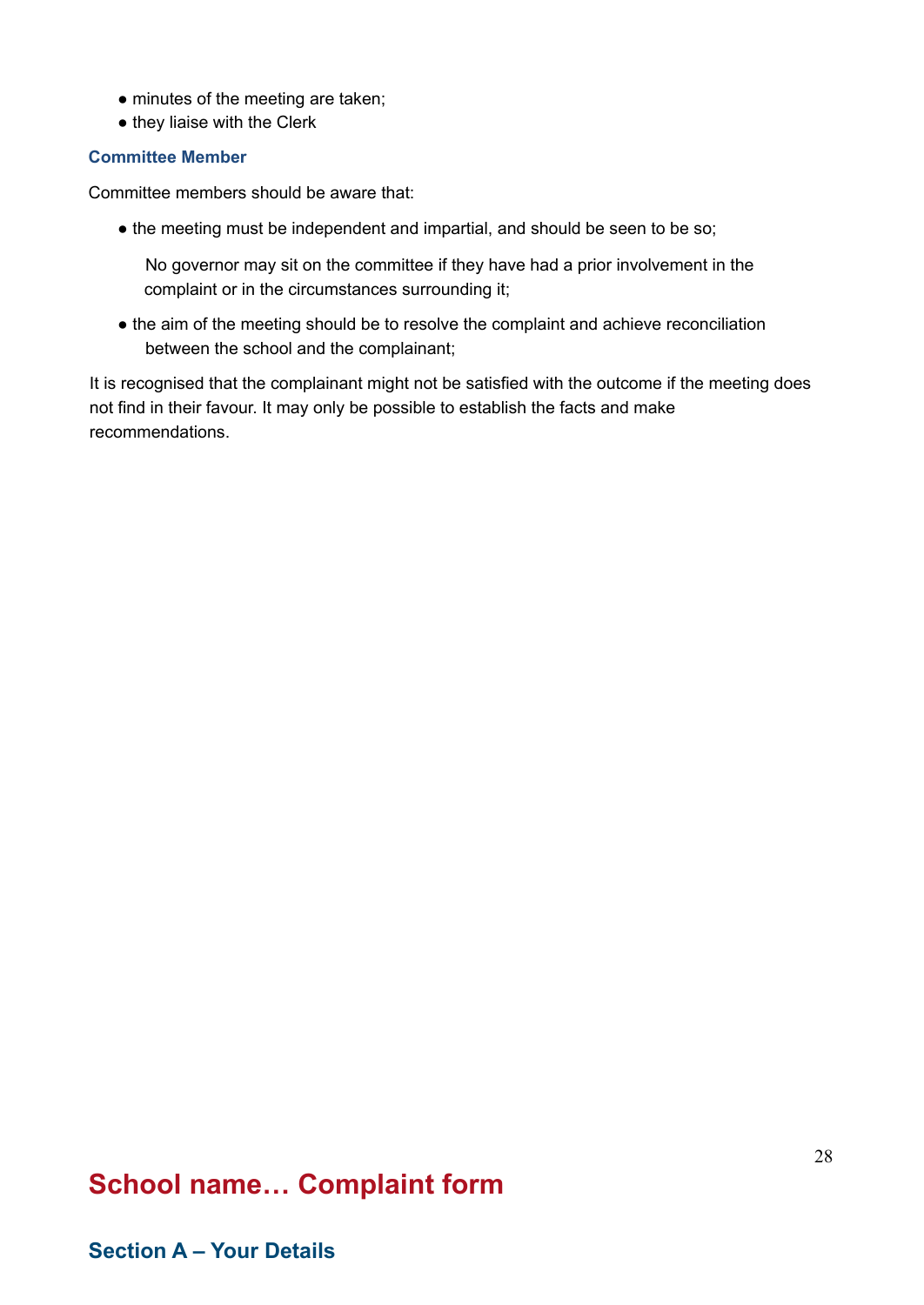- minutes of the meeting are taken;
- they liaise with the Clerk

### Committee Member

Committee members should be aware that:

- the meeting must be independent and impartial, and should be seen to be so;

  No governor may sit on the committee if they have had a prior involvement in the complaint or in the circumstances surrounding it;

- the aim of the meeting should be to resolve the complaint and achieve reconciliation between the school and the complainant;

It is recognised that the complainant might not be satisfied with the outcome if the meeting does not find in their favour. It may only be possible to establish the facts and make recommendations.

# School name… Complaint form

## Section A – Your Details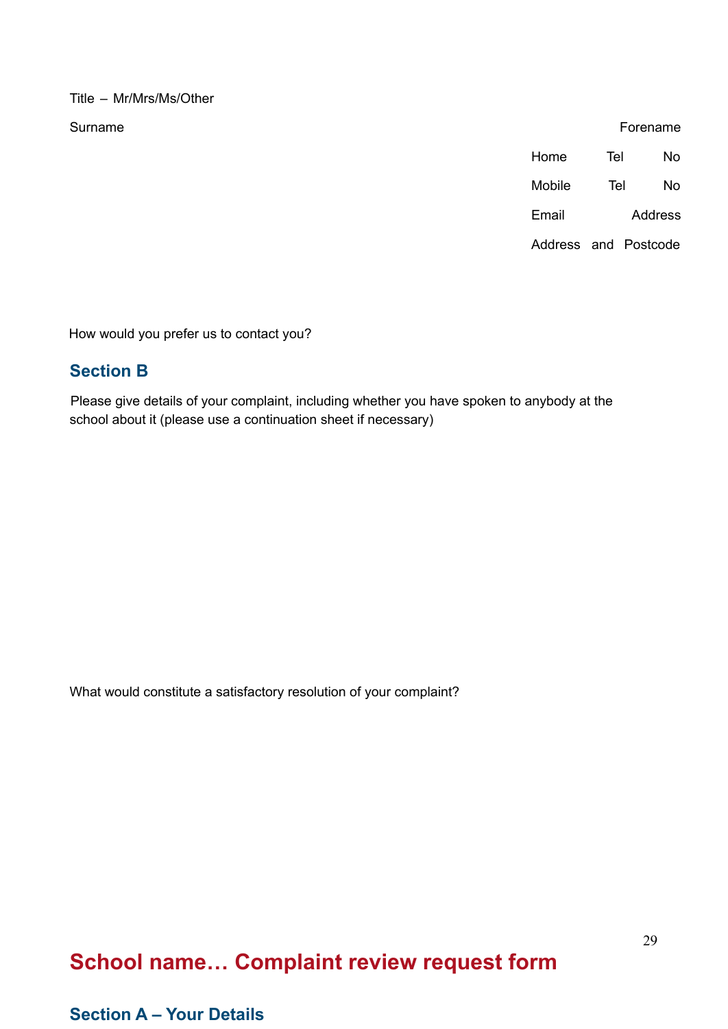Title – Mr/Mrs/Ms/Other

Surname

Forename

Home Tel No

Mobile Tel No

Email Address

Address and Postcode

How would you prefer us to contact you?

## Section B

Please give details of your complaint, including whether you have spoken to anybody at the school about it (please use a continuation sheet if necessary)

What would constitute a satisfactory resolution of your complaint?

# School name… Complaint review request form

## Section A – Your Details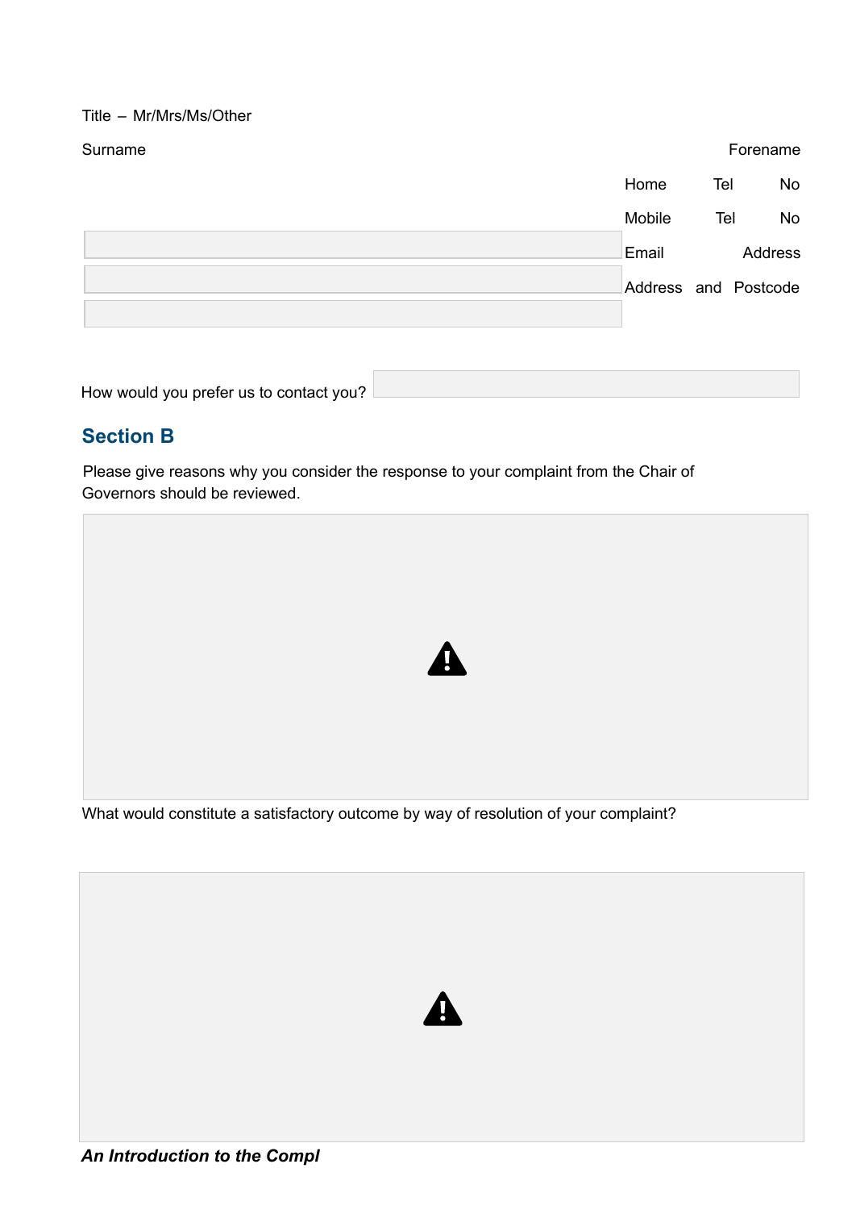Title – Mr/Mrs/Ms/Other

Surname

Forename

Home Tel No

Mobile Tel No

Email Address

Address and Postcode

How would you prefer us to contact you?

## Section B

Please give reasons why you consider the response to your complaint from the Chair of Governors should be reviewed.

What would constitute a satisfactory outcome by way of resolution of your complaint?

***An Introduction to the Compl***